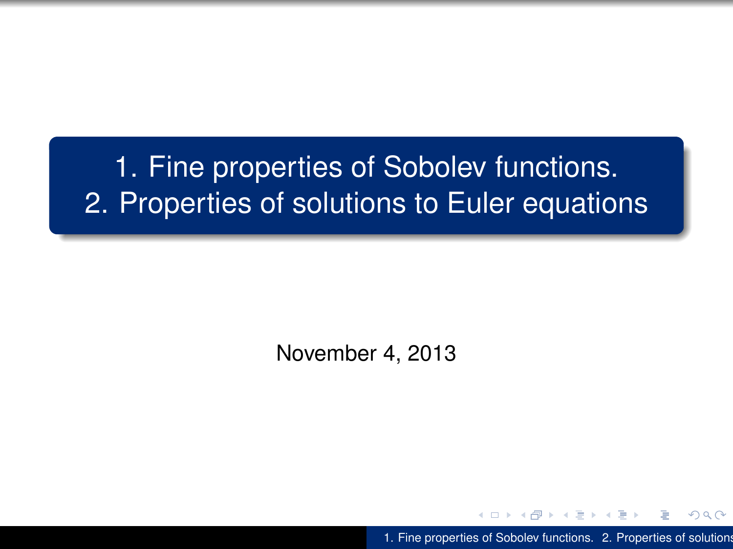# 1. Fine properties of Sobolev functions.
# 2. Properties of solutions to Euler equations

November 4, 2013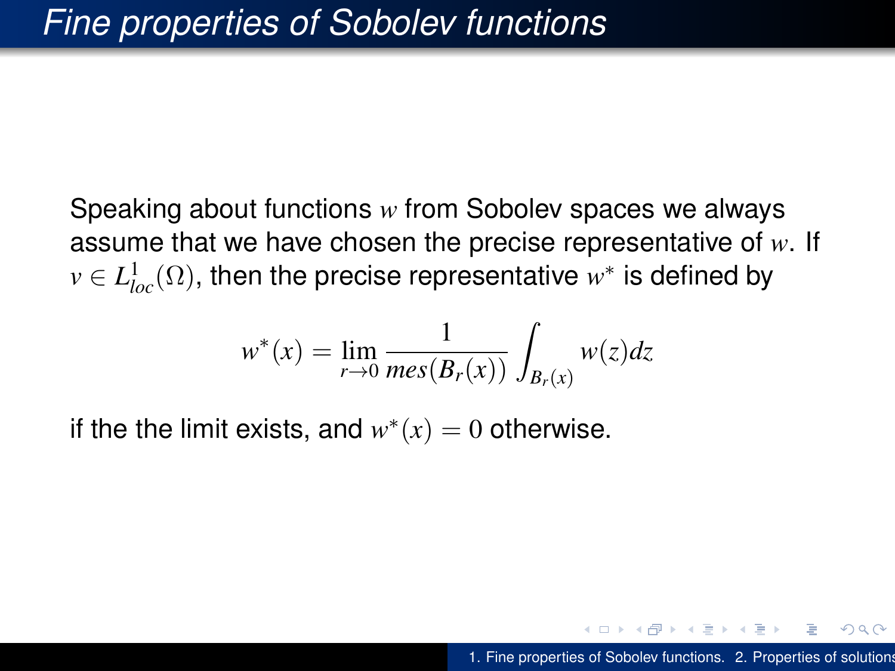# Fine properties of Sobolev functions

Speaking about functions $w$ from Sobolev spaces we always assume that we have chosen the precise representative of $w$. If $v \in L^1_{loc}(\Omega)$, then the precise representative $w^*$ is defined by

$$w^*(x) = \lim_{r \to 0} \frac{1}{mes(B_r(x))} \int_{B_r(x)} w(z)dz$$

if the the limit exists, and $w^*(x) = 0$ otherwise.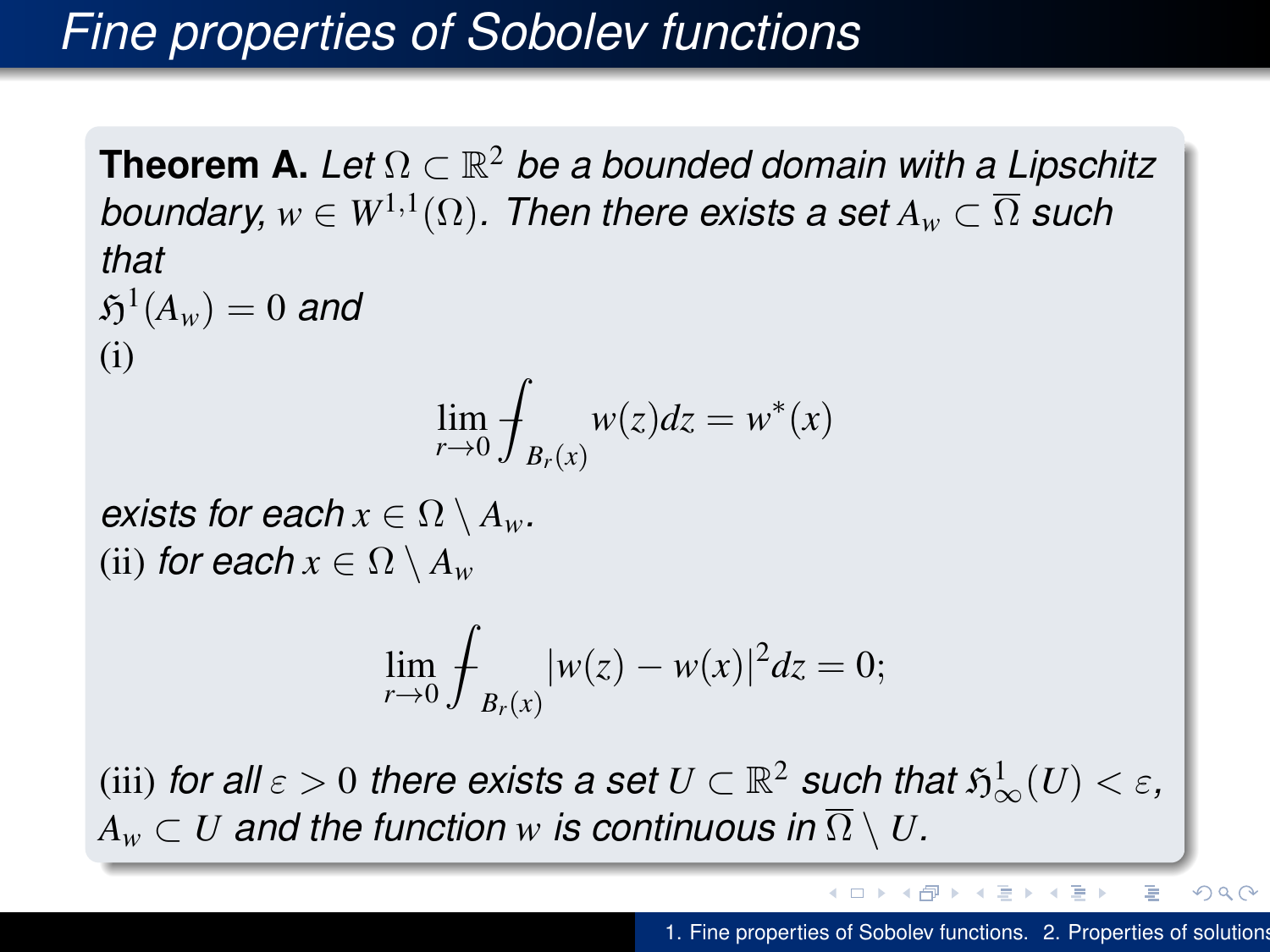# Fine properties of Sobolev functions

**Theorem A.** *Let $\Omega \subset \mathbb{R}^2$ be a bounded domain with a Lipschitz boundary, $w \in W^{1,1}(\Omega)$. Then there exists a set $A_w \subset \overline{\Omega}$ such that*
$\mathfrak{H}^1(A_w) = 0$ *and*
(i)

$$\lim_{r \to 0} \fint_{B_r(x)} w(z) dz = w^*(x)$$

*exists for each $x \in \Omega \setminus A_w$.*
(ii) *for each $x \in \Omega \setminus A_w$*

$$\lim_{r \to 0} \fint_{B_r(x)} |w(z) - w(x)|^2 dz = 0;$$

(iii) *for all $\varepsilon > 0$ there exists a set $U \subset \mathbb{R}^2$ such that $\mathfrak{H}^1_\infty(U) < \varepsilon$, $A_w \subset U$ and the function $w$ is continuous in $\overline{\Omega} \setminus U$.*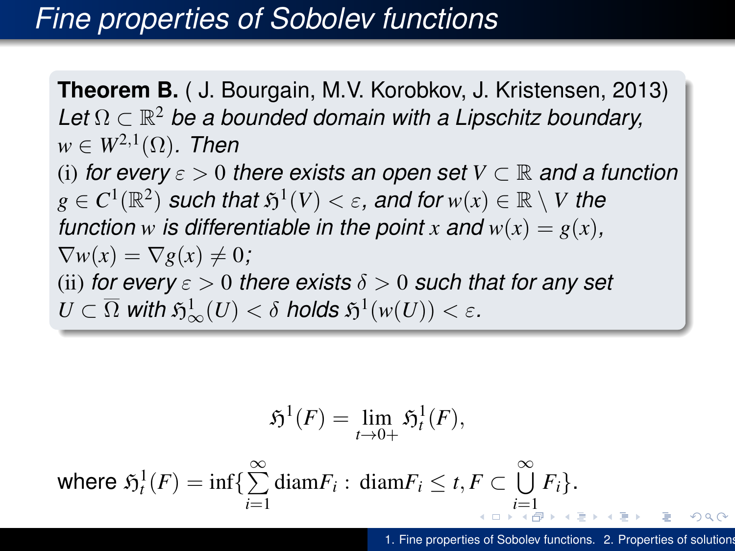# Fine properties of Sobolev functions

**Theorem B.** ( J. Bourgain, M.V. Korobkov, J. Kristensen, 2013) *Let $\Omega \subset \mathbb{R}^2$ be a bounded domain with a Lipschitz boundary, $w \in W^{2,1}(\Omega)$. Then*
(i) *for every $\varepsilon > 0$ there exists an open set $V \subset \mathbb{R}$ and a function $g \in C^1(\mathbb{R}^2)$ such that $\mathfrak{H}^1(V) < \varepsilon$, and for $w(x) \in \mathbb{R} \setminus V$ the function $w$ is differentiable in the point $x$ and $w(x) = g(x)$, $\nabla w(x) = \nabla g(x) \neq 0$;*
(ii) *for every $\varepsilon > 0$ there exists $\delta > 0$ such that for any set $U \subset \overline{\Omega}$ with $\mathfrak{H}^1_\infty(U) < \delta$ holds $\mathfrak{H}^1(w(U)) < \varepsilon$.*

$$\mathfrak{H}^1(F) = \lim_{t \to 0+} \mathfrak{H}^1_t(F),$$

where $\mathfrak{H}^1_t(F) = \inf\{\sum\limits_{i=1}^{\infty} \operatorname{diam} F_i : \operatorname{diam} F_i \leq t, F \subset \bigcup\limits_{i=1}^{\infty} F_i\}$.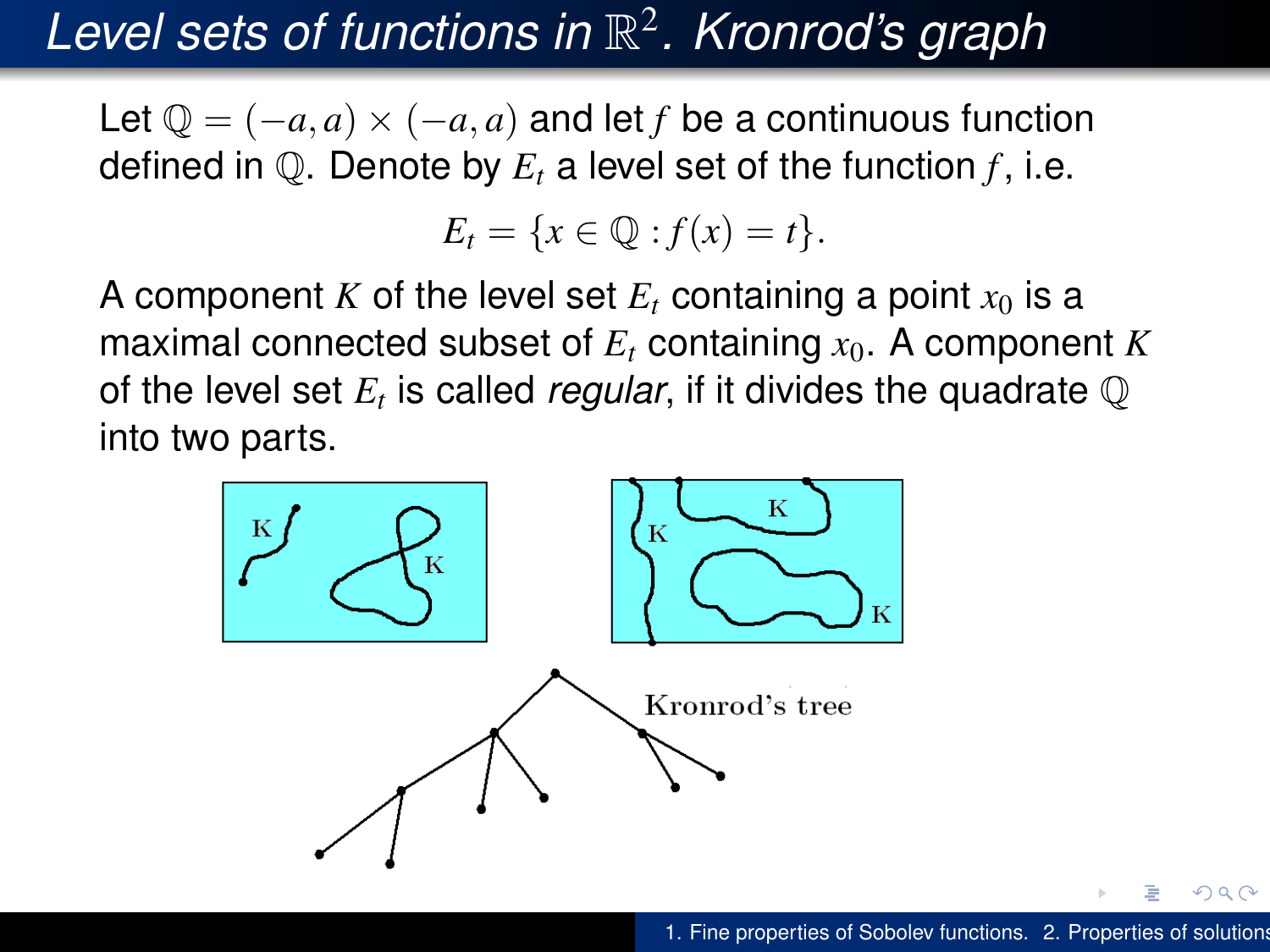# Level sets of functions in $\mathbb{R}^2$. Kronrod's graph

Let $\mathbb{Q} = (-a,a) \times (-a,a)$ and let $f$ be a continuous function defined in $\mathbb{Q}$. Denote by $E_t$ a level set of the function $f$, i.e.

$$E_t = \{x \in \mathbb{Q} : f(x) = t\}.$$

A component $K$ of the level set $E_t$ containing a point $x_0$ is a maximal connected subset of $E_t$ containing $x_0$. A component $K$ of the level set $E_t$ is called *regular*, if it divides the quadrate $\mathbb{Q}$ into two parts.

Kronrod's tree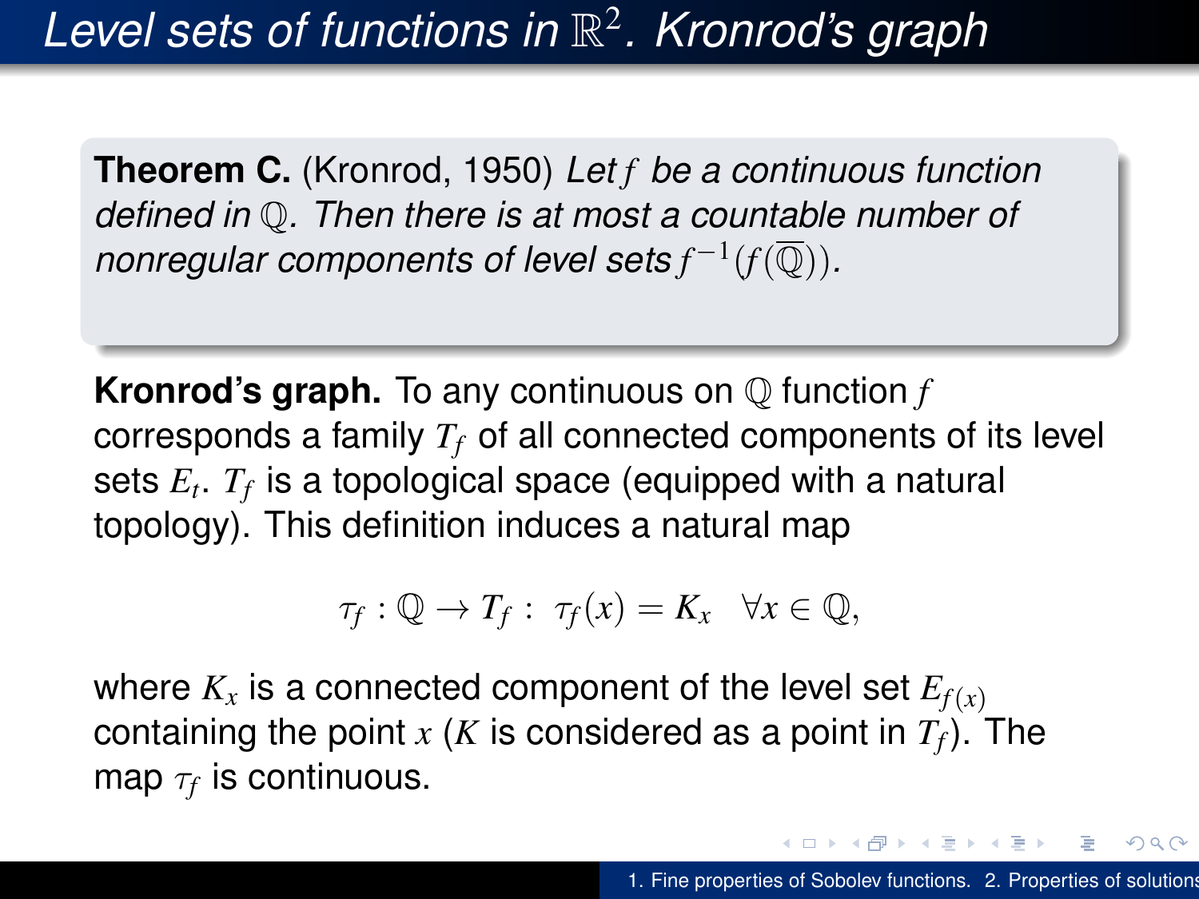# Level sets of functions in $\mathbb{R}^2$. Kronrod's graph

**Theorem C.** (Kronrod, 1950) *Let $f$ be a continuous function defined in $\mathbb{Q}$. Then there is at most a countable number of nonregular components of level sets $f^{-1}(f(\overline{\mathbb{Q}}))$.*

**Kronrod's graph.** To any continuous on $\mathbb{Q}$ function $f$ corresponds a family $T_f$ of all connected components of its level sets $E_t$. $T_f$ is a topological space (equipped with a natural topology). This definition induces a natural map

$$\tau_f : \mathbb{Q} \to T_f : \ \tau_f(x) = K_x \quad \forall x \in \mathbb{Q},$$

where $K_x$ is a connected component of the level set $E_{f(x)}$ containing the point $x$ ($K$ is considered as a point in $T_f$). The map $\tau_f$ is continuous.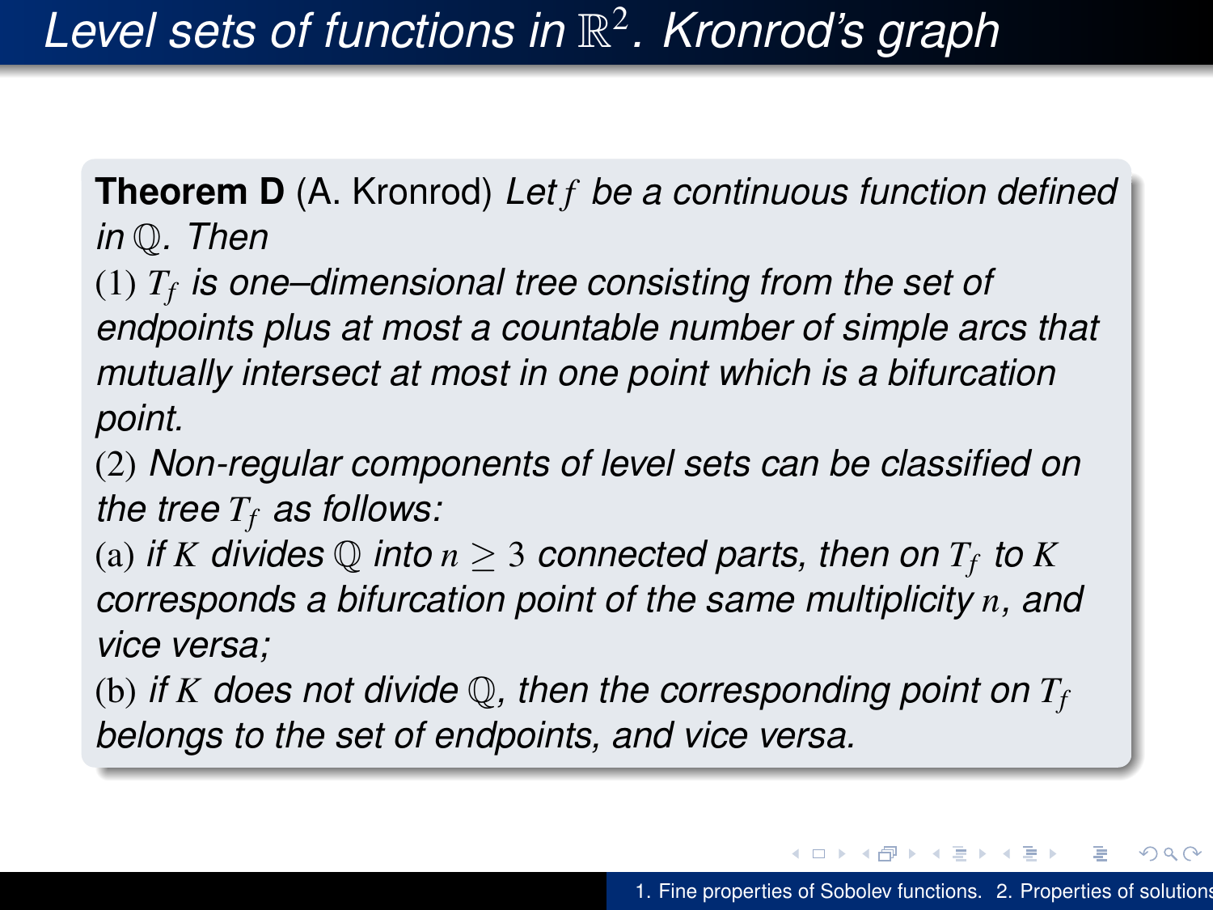# Level sets of functions in $\mathbb{R}^2$. Kronrod's graph

**Theorem D** (A. Kronrod) *Let $f$ be a continuous function defined in $\mathbb{Q}$. Then*

(1) *$T_f$ is one–dimensional tree consisting from the set of endpoints plus at most a countable number of simple arcs that mutually intersect at most in one point which is a bifurcation point.*

(2) *Non-regular components of level sets can be classified on the tree $T_f$ as follows:*

(a) *if $K$ divides $\mathbb{Q}$ into $n \geq 3$ connected parts, then on $T_f$ to $K$ corresponds a bifurcation point of the same multiplicity $n$, and vice versa;*

(b) *if $K$ does not divide $\mathbb{Q}$, then the corresponding point on $T_f$ belongs to the set of endpoints, and vice versa.*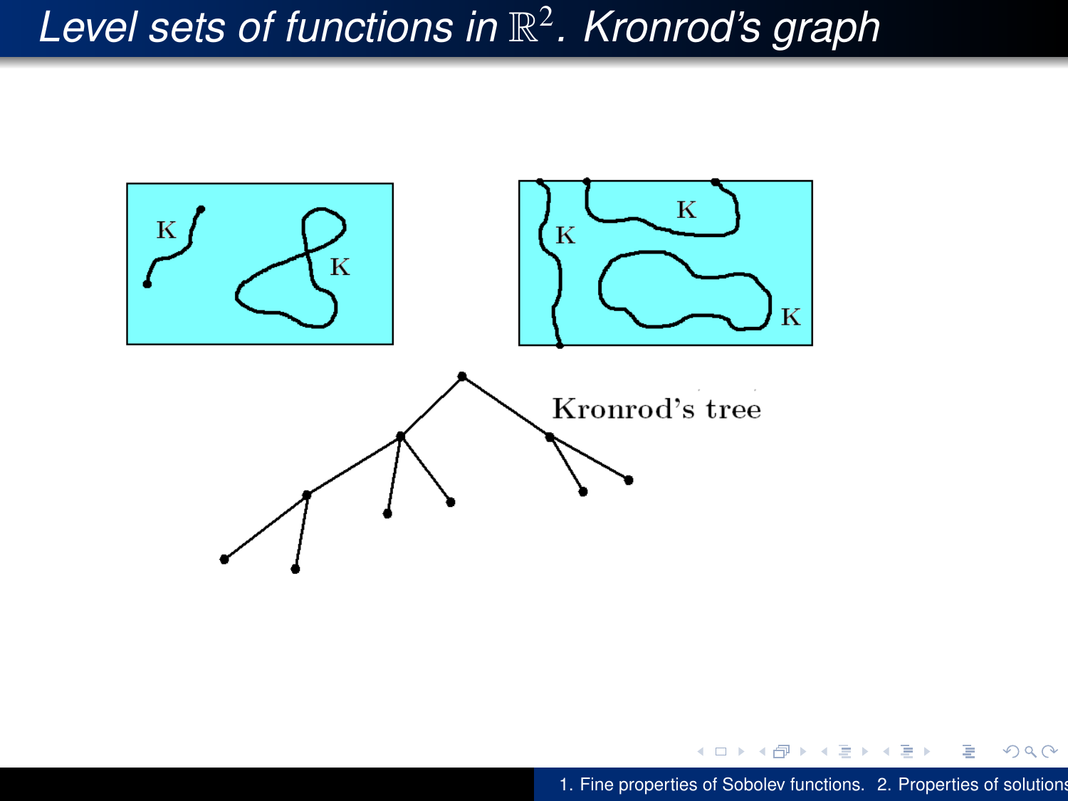# Level sets of functions in $\mathbb{R}^2$. Kronrod's graph

K K K K K

Kronrod's tree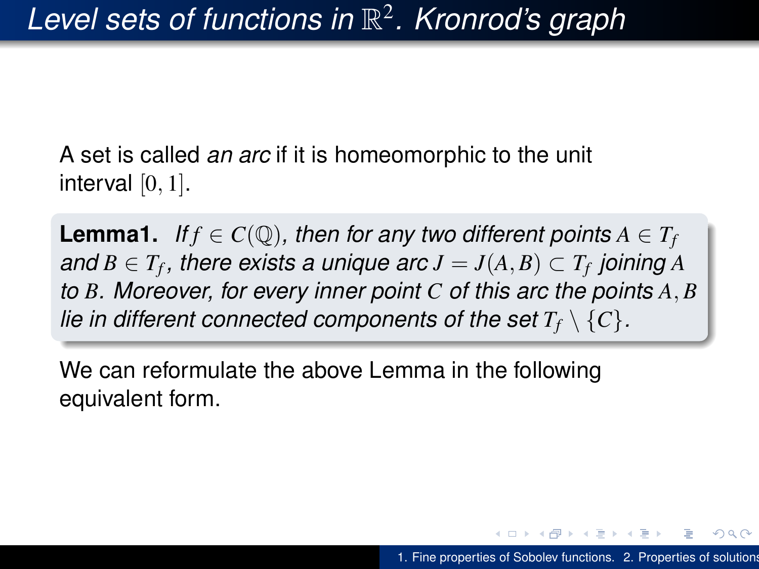# *Level sets of functions in $\mathbb{R}^2$. Kronrod's graph*

A set is called *an arc* if it is homeomorphic to the unit interval $[0,1]$.

**Lemma1.** *If $f \in C(\mathbb{Q})$, then for any two different points $A \in T_f$ and $B \in T_f$, there exists a unique arc $J = J(A,B) \subset T_f$ joining $A$ to $B$. Moreover, for every inner point $C$ of this arc the points $A, B$ lie in different connected components of the set $T_f \setminus \{C\}$.*

We can reformulate the above Lemma in the following equivalent form.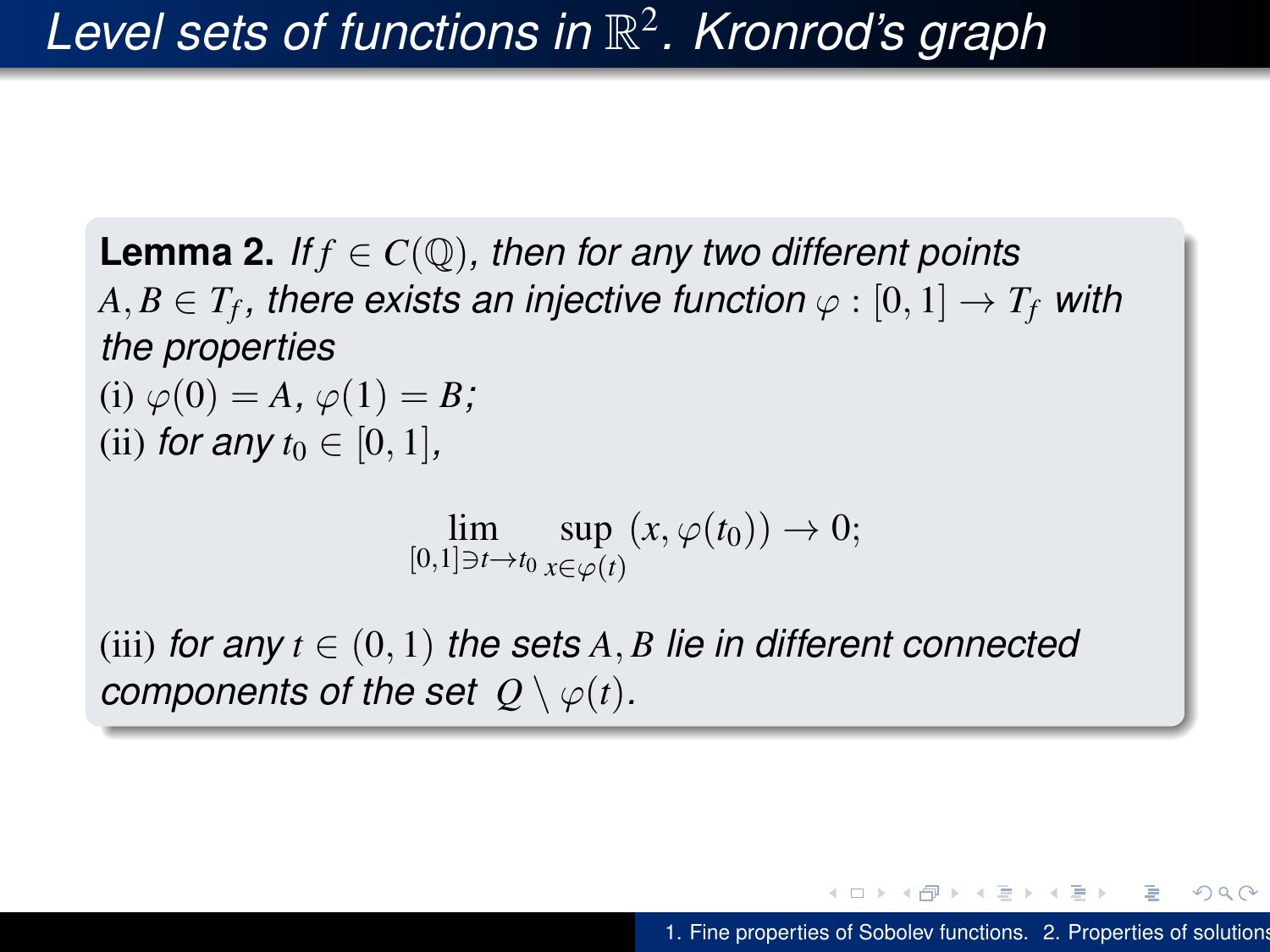# Level sets of functions in $\mathbb{R}^2$. Kronrod's graph

**Lemma 2.** *If $f \in C(\mathbb{Q})$, then for any two different points $A, B \in T_f$, there exists an injective function $\varphi : [0,1] \to T_f$ with the properties*

(i) $\varphi(0) = A$, $\varphi(1) = B$;

(ii) *for any* $t_0 \in [0,1]$,

$$\lim_{[0,1]\ni t \to t_0} \sup_{x \in \varphi(t)} (x, \varphi(t_0)) \to 0;$$

(iii) *for any* $t \in (0,1)$ *the sets* $A, B$ *lie in different connected components of the set* $Q \setminus \varphi(t)$.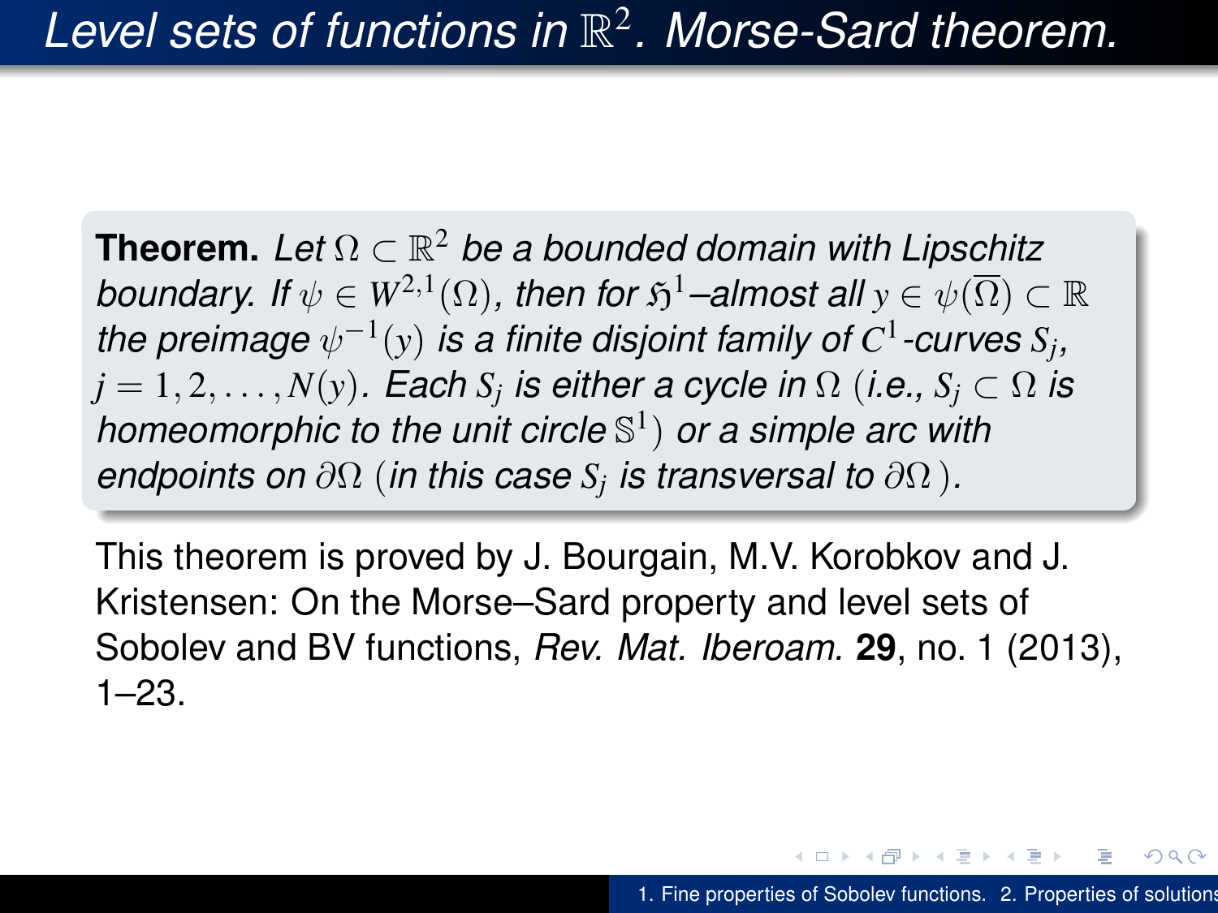# *Level sets of functions in $\mathbb{R}^2$. Morse-Sard theorem.*

**Theorem.** *Let $\Omega \subset \mathbb{R}^2$ be a bounded domain with Lipschitz boundary. If $\psi \in W^{2,1}(\Omega)$, then for $\mathfrak{H}^1$–almost all $y \in \psi(\overline{\Omega}) \subset \mathbb{R}$ the preimage $\psi^{-1}(y)$ is a finite disjoint family of $C^1$-curves $S_j$, $j = 1, 2, \ldots, N(y)$. Each $S_j$ is either a cycle in $\Omega$ (i.e., $S_j \subset \Omega$ is homeomorphic to the unit circle $\mathbb{S}^1$) or a simple arc with endpoints on $\partial\Omega$ (in this case $S_j$ is transversal to $\partial\Omega$).*

This theorem is proved by J. Bourgain, M.V. Korobkov and J. Kristensen: On the Morse–Sard property and level sets of Sobolev and BV functions, *Rev. Mat. Iberoam.* **29**, no. 1 (2013), 1–23.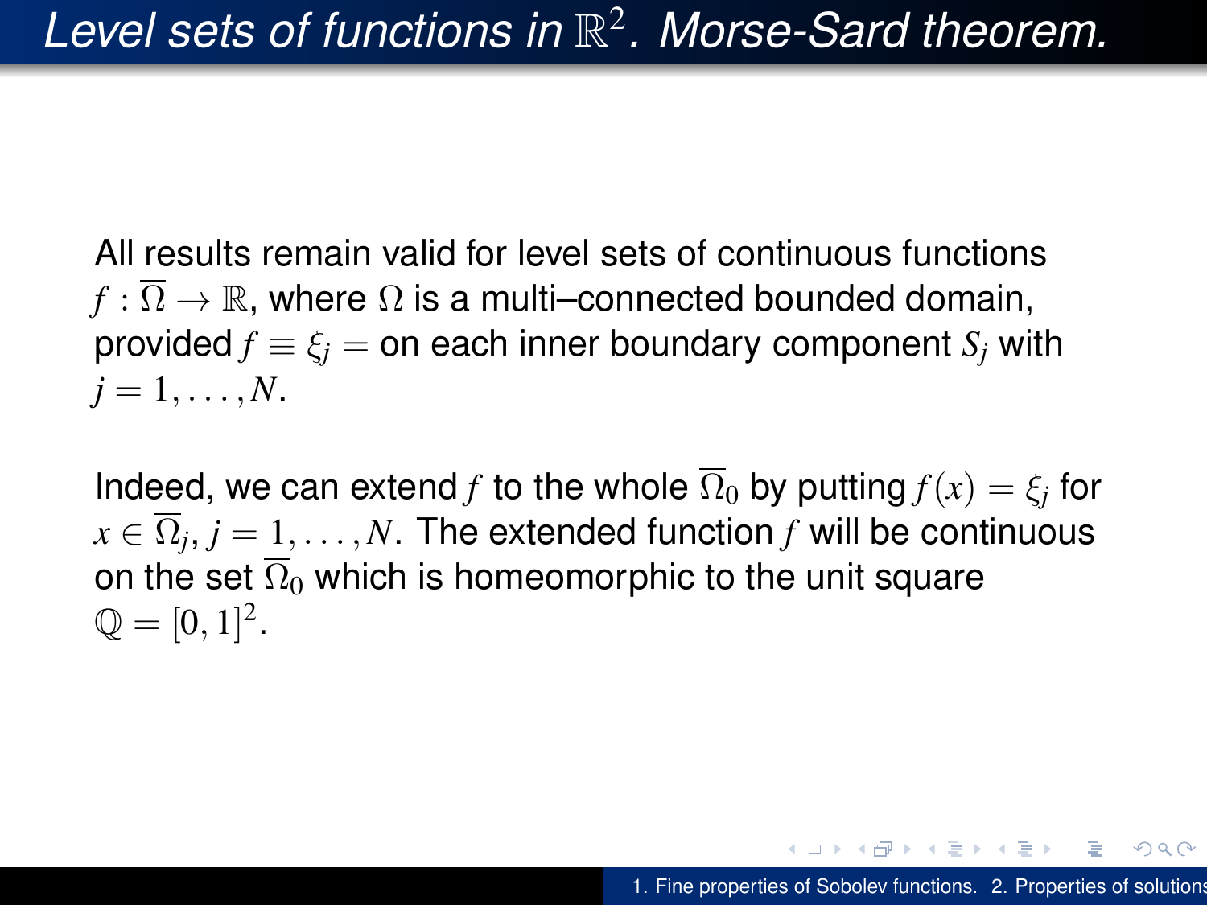# Level sets of functions in $\mathbb{R}^2$. Morse-Sard theorem.

All results remain valid for level sets of continuous functions $f : \overline{\Omega} \to \mathbb{R}$, where $\Omega$ is a multi–connected bounded domain, provided $f \equiv \xi_j =$ on each inner boundary component $S_j$ with $j = 1, \ldots, N$.

Indeed, we can extend $f$ to the whole $\overline{\Omega}_0$ by putting $f(x) = \xi_j$ for $x \in \overline{\Omega}_j$, $j = 1, \ldots, N$. The extended function $f$ will be continuous on the set $\overline{\Omega}_0$ which is homeomorphic to the unit square $\mathbb{Q} = [0,1]^2$.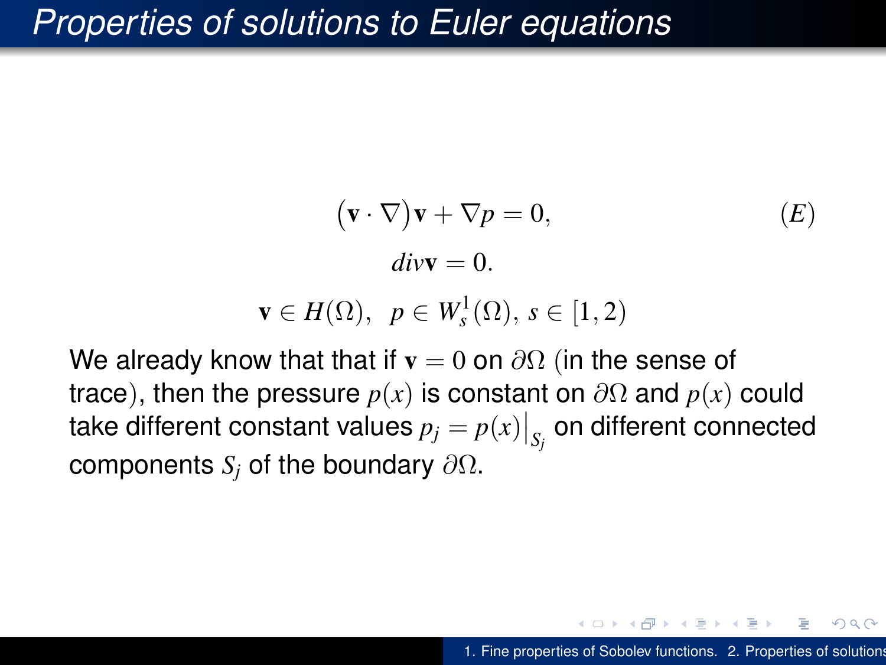# Properties of solutions to Euler equations

$$
\begin{aligned}
\big(\mathbf{v}\cdot\nabla\big)\mathbf{v} + \nabla p &= 0, \qquad\qquad (E)\\
div\mathbf{v} &= 0.
\end{aligned}
$$

$$
\mathbf{v}\in H(\Omega),\ \ p\in W^1_s(\Omega),\ s\in[1,2)
$$

We already know that that if $\mathbf{v}=0$ on $\partial\Omega$ (in the sense of trace), then the pressure $p(x)$ is constant on $\partial\Omega$ and $p(x)$ could take different constant values $p_j = p(x)\big|_{S_j}$ on different connected components $S_j$ of the boundary $\partial\Omega$.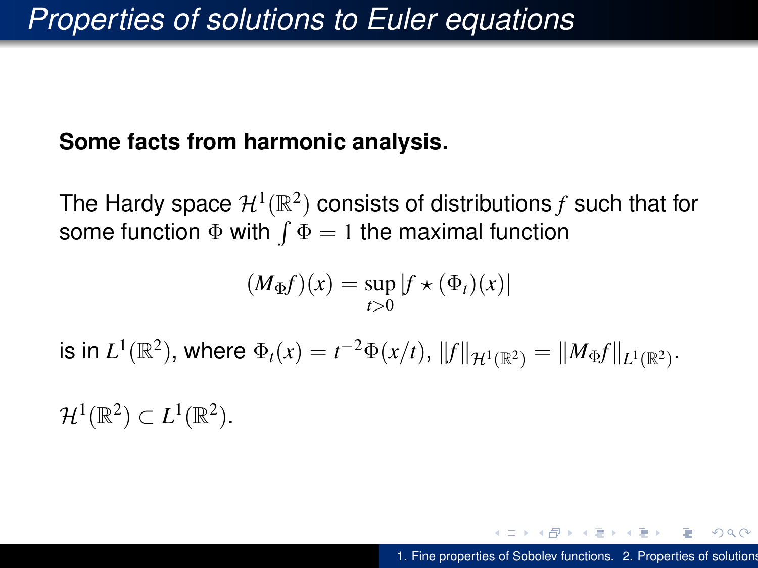# Properties of solutions to Euler equations

**Some facts from harmonic analysis.**

The Hardy space $\mathcal{H}^1(\mathbb{R}^2)$ consists of distributions $f$ such that for some function $\Phi$ with $\int \Phi = 1$ the maximal function

$$(M_\Phi f)(x) = \sup_{t>0} |f \star (\Phi_t)(x)|$$

is in $L^1(\mathbb{R}^2)$, where $\Phi_t(x) = t^{-2}\Phi(x/t)$, $\|f\|_{\mathcal{H}^1(\mathbb{R}^2)} = \|M_\Phi f\|_{L^1(\mathbb{R}^2)}$.

$\mathcal{H}^1(\mathbb{R}^2) \subset L^1(\mathbb{R}^2)$.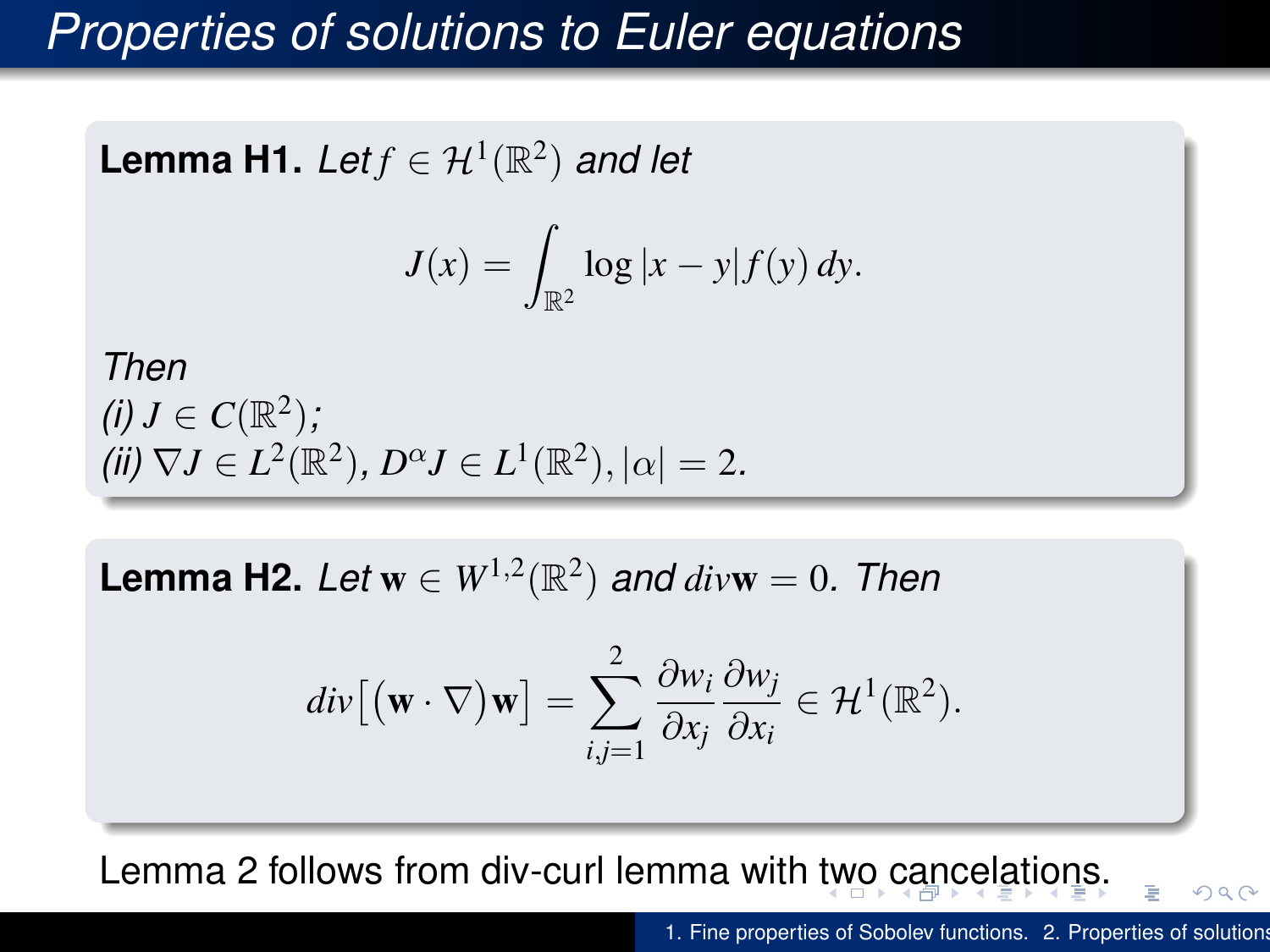# Properties of solutions to Euler equations

**Lemma H1.** *Let $f \in \mathcal{H}^1(\mathbb{R}^2)$ and let*

$$J(x) = \int_{\mathbb{R}^2} \log|x-y| f(y)\, dy.$$

*Then*
*(i)* $J \in C(\mathbb{R}^2)$*;*
*(ii)* $\nabla J \in L^2(\mathbb{R}^2)$, $D^\alpha J \in L^1(\mathbb{R}^2), |\alpha| = 2.$

**Lemma H2.** *Let* $\mathbf{w} \in W^{1,2}(\mathbb{R}^2)$ *and* $div\mathbf{w} = 0$*. Then*

$$div\big[(\mathbf{w}\cdot\nabla)\mathbf{w}\big] = \sum_{i,j=1}^{2} \frac{\partial w_i}{\partial x_j}\frac{\partial w_j}{\partial x_i} \in \mathcal{H}^1(\mathbb{R}^2).$$

Lemma 2 follows from div-curl lemma with two cancelations.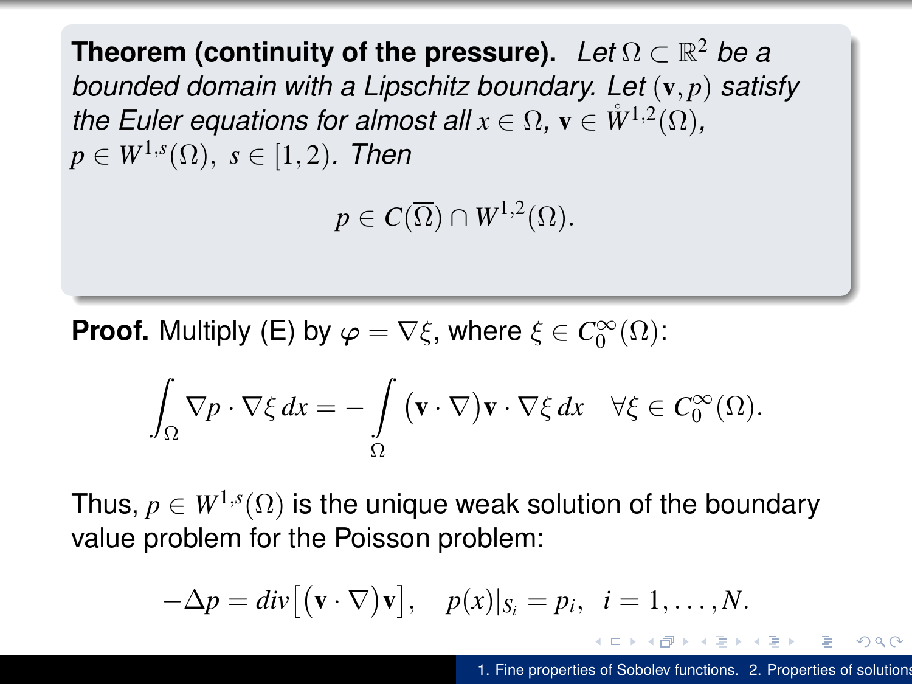**Theorem (continuity of the pressure).** *Let $\Omega \subset \mathbb{R}^2$ be a bounded domain with a Lipschitz boundary. Let $(\mathbf{v}, p)$ satisfy the Euler equations for almost all $x \in \Omega$, $\mathbf{v} \in \mathring{W}^{1,2}(\Omega)$, $p \in W^{1,s}(\Omega),\ s \in [1,2)$. Then*

$$p \in C(\overline{\Omega}) \cap W^{1,2}(\Omega).$$

**Proof.** Multiply (E) by $\varphi = \nabla\xi$, where $\xi \in C_0^\infty(\Omega)$:

$$\int_\Omega \nabla p \cdot \nabla\xi \, dx = -\int_\Omega \big(\mathbf{v} \cdot \nabla\big)\mathbf{v} \cdot \nabla\xi \, dx \quad \forall \xi \in C_0^\infty(\Omega).$$

Thus, $p \in W^{1,s}(\Omega)$ is the unique weak solution of the boundary value problem for the Poisson problem:

$$-\Delta p = div\big[\big(\mathbf{v} \cdot \nabla\big)\mathbf{v}\big], \quad p(x)|_{S_i} = p_i, \ \ i = 1, \ldots, N.$$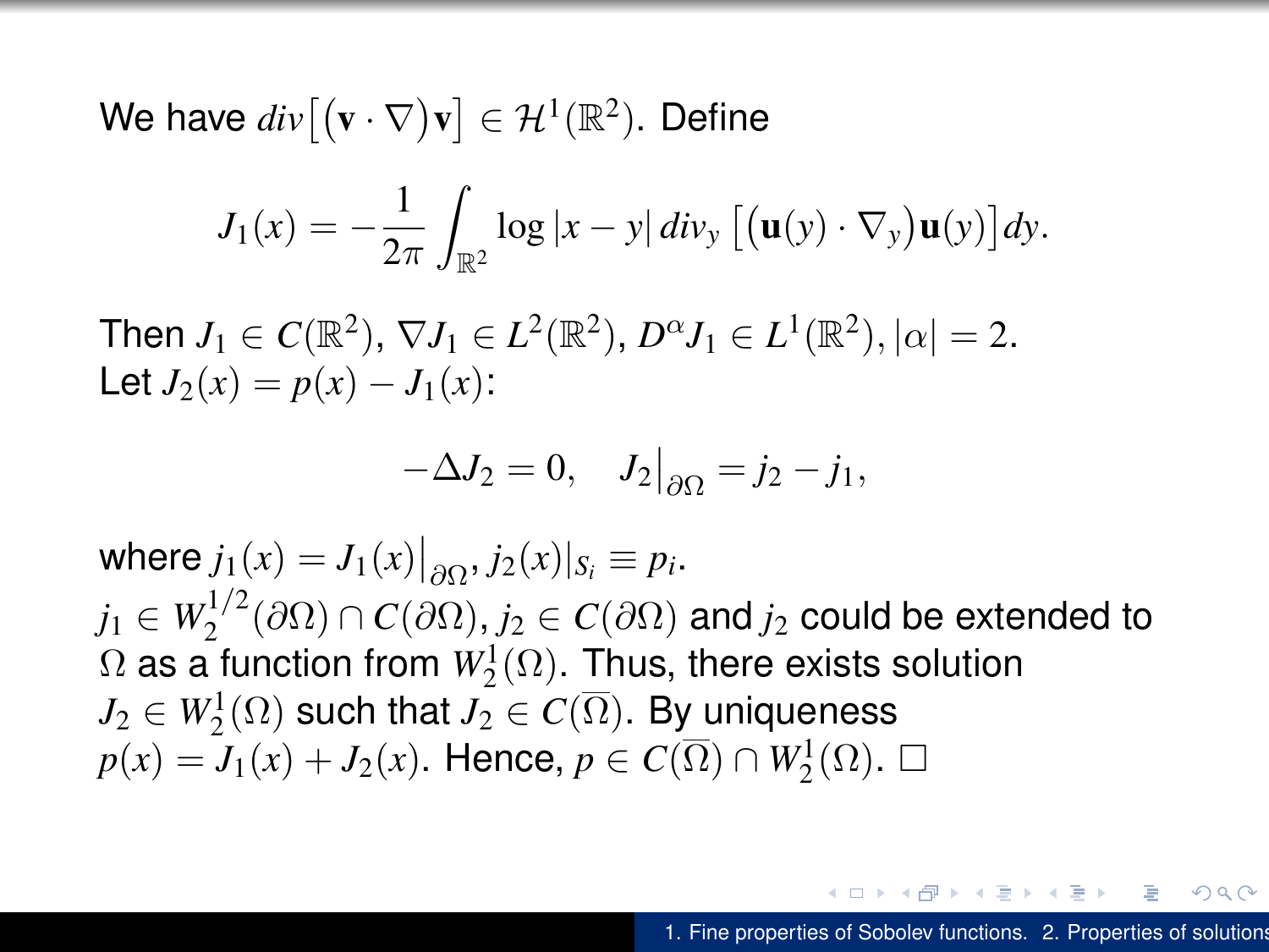We have $div\big[\big(\mathbf{v}\cdot\nabla\big)\mathbf{v}\big] \in \mathcal{H}^1(\mathbb{R}^2)$. Define

$$J_1(x) = -\frac{1}{2\pi}\int_{\mathbb{R}^2} \log|x-y|\, div_y\, \big[\big(\mathbf{u}(y)\cdot\nabla_y\big)\mathbf{u}(y)\big]dy.$$

Then $J_1 \in C(\mathbb{R}^2)$, $\nabla J_1 \in L^2(\mathbb{R}^2)$, $D^\alpha J_1 \in L^1(\mathbb{R}^2), |\alpha| = 2$.
Let $J_2(x) = p(x) - J_1(x)$:

$$-\Delta J_2 = 0, \quad J_2\big|_{\partial\Omega} = j_2 - j_1,$$

where $j_1(x) = J_1(x)\big|_{\partial\Omega}$, $j_2(x)|_{S_i} \equiv p_i$.
$j_1 \in W_2^{1/2}(\partial\Omega)\cap C(\partial\Omega)$, $j_2 \in C(\partial\Omega)$ and $j_2$ could be extended to $\Omega$ as a function from $W_2^1(\Omega)$. Thus, there exists solution $J_2 \in W_2^1(\Omega)$ such that $J_2 \in C(\overline{\Omega})$. By uniqueness $p(x) = J_1(x) + J_2(x)$. Hence, $p \in C(\overline{\Omega})\cap W_2^1(\Omega)$. □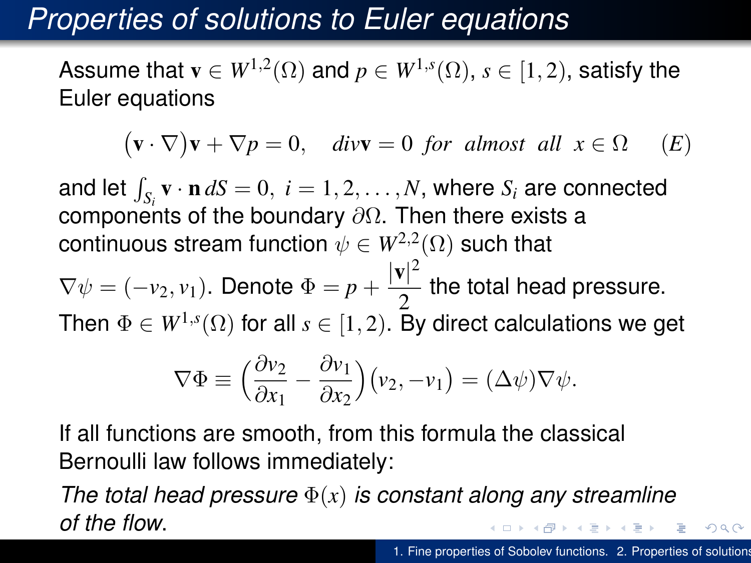# Properties of solutions to Euler equations

Assume that $\mathbf{v} \in W^{1,2}(\Omega)$ and $p \in W^{1,s}(\Omega)$, $s \in [1,2)$, satisfy the Euler equations

$$\big(\mathbf{v}\cdot\nabla\big)\mathbf{v} + \nabla p = 0, \quad div\mathbf{v} = 0 \;\; for \;\; almost \;\; all \;\; x \in \Omega \qquad (E)$$

and let $\int_{S_i} \mathbf{v}\cdot\mathbf{n}\, dS = 0,\; i = 1,2,\dots,N$, where $S_i$ are connected components of the boundary $\partial\Omega$. Then there exists a continuous stream function $\psi \in W^{2,2}(\Omega)$ such that $\nabla\psi = (-v_2, v_1)$. Denote $\Phi = p + \dfrac{|\mathbf{v}|^2}{2}$ the total head pressure. Then $\Phi \in W^{1,s}(\Omega)$ for all $s \in [1,2)$. By direct calculations we get

$$\nabla\Phi \equiv \Big(\frac{\partial v_2}{\partial x_1} - \frac{\partial v_1}{\partial x_2}\Big)\big(v_2, -v_1\big) = (\Delta\psi)\nabla\psi.$$

If all functions are smooth, from this formula the classical Bernoulli law follows immediately:

*The total head pressure $\Phi(x)$ is constant along any streamline of the flow.*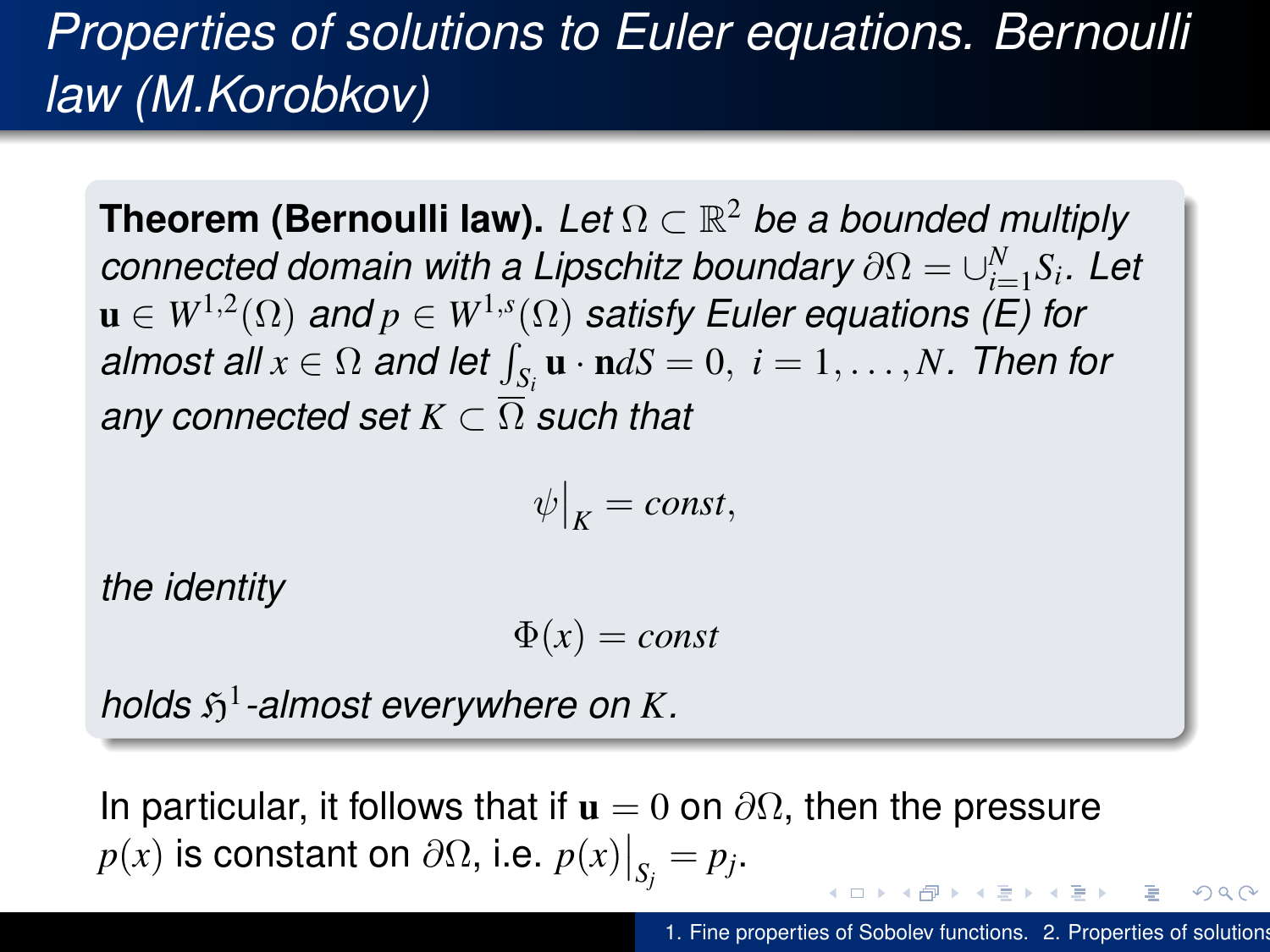# *Properties of solutions to Euler equations. Bernoulli law (M.Korobkov)*

**Theorem (Bernoulli law).** *Let $\Omega \subset \mathbb{R}^2$ be a bounded multiply connected domain with a Lipschitz boundary $\partial\Omega = \cup_{i=1}^{N} S_i$. Let $\mathbf{u} \in W^{1,2}(\Omega)$ and $p \in W^{1,s}(\Omega)$ satisfy Euler equations (E) for almost all $x \in \Omega$ and let $\int_{S_i} \mathbf{u} \cdot \mathbf{n} dS = 0, \ i = 1, \ldots, N$. Then for any connected set $K \subset \overline{\Omega}$ such that*

$$\psi\big|_K = const,$$

*the identity*

$$\Phi(x) = const$$

*holds $\mathfrak{H}^1$-almost everywhere on $K$.*

In particular, it follows that if $\mathbf{u} = 0$ on $\partial\Omega$, then the pressure $p(x)$ is constant on $\partial\Omega$, i.e. $p(x)\big|_{S_j} = p_j$.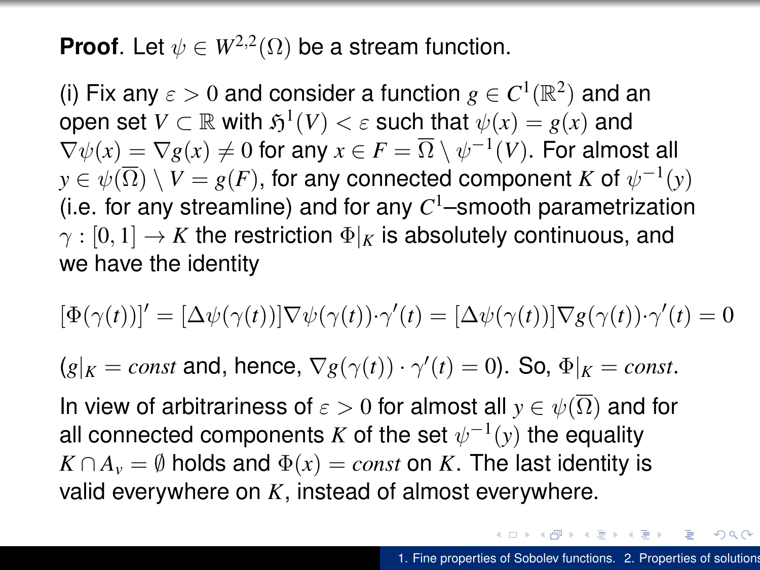**Proof**. Let $\psi \in W^{2,2}(\Omega)$ be a stream function.

(i) Fix any $\varepsilon > 0$ and consider a function $g \in C^1(\mathbb{R}^2)$ and an open set $V \subset \mathbb{R}$ with $\mathfrak{H}^1(V) < \varepsilon$ such that $\psi(x) = g(x)$ and $\nabla\psi(x) = \nabla g(x) \neq 0$ for any $x \in F = \overline{\Omega} \setminus \psi^{-1}(V)$. For almost all $y \in \psi(\overline{\Omega}) \setminus V = g(F)$, for any connected component $K$ of $\psi^{-1}(y)$ (i.e. for any streamline) and for any $C^1$–smooth parametrization $\gamma : [0,1] \to K$ the restriction $\Phi|_K$ is absolutely continuous, and we have the identity

$$[\Phi(\gamma(t))]' = [\Delta\psi(\gamma(t))]\nabla\psi(\gamma(t))\cdot\gamma'(t) = [\Delta\psi(\gamma(t))]\nabla g(\gamma(t))\cdot\gamma'(t) = 0$$

($g|_K = const$ and, hence, $\nabla g(\gamma(t)) \cdot \gamma'(t) = 0$). So, $\Phi|_K = const$.

In view of arbitrariness of $\varepsilon > 0$ for almost all $y \in \psi(\overline{\Omega})$ and for all connected components $K$ of the set $\psi^{-1}(y)$ the equality $K \cap A_v = \emptyset$ holds and $\Phi(x) = const$ on $K$. The last identity is valid everywhere on $K$, instead of almost everywhere.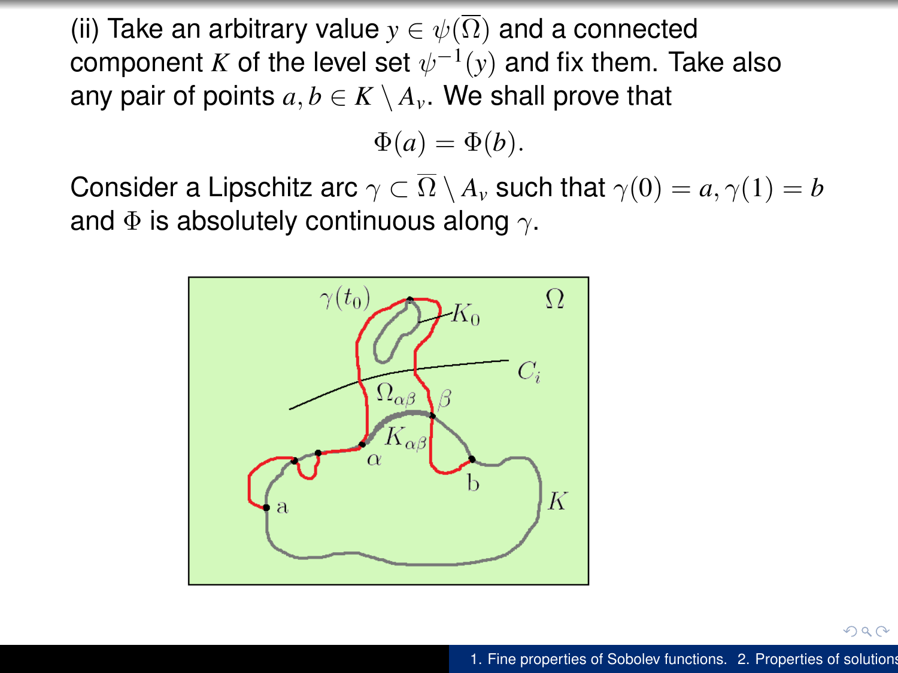(ii) Take an arbitrary value $y \in \psi(\overline{\Omega})$ and a connected component $K$ of the level set $\psi^{-1}(y)$ and fix them. Take also any pair of points $a, b \in K \setminus A_v$. We shall prove that

$$\Phi(a) = \Phi(b).$$

Consider a Lipschitz arc $\gamma \subset \overline{\Omega} \setminus A_v$ such that $\gamma(0) = a, \gamma(1) = b$ and $\Phi$ is absolutely continuous along $\gamma$.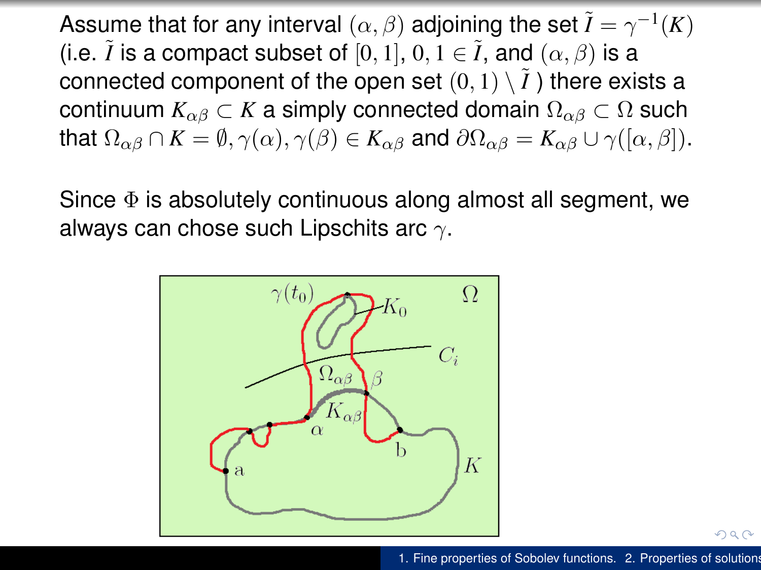Assume that for any interval $(\alpha, \beta)$ adjoining the set $\tilde{I} = \gamma^{-1}(K)$ (i.e. $\tilde{I}$ is a compact subset of $[0, 1]$, $0, 1 \in \tilde{I}$, and $(\alpha, \beta)$ is a connected component of the open set $(0, 1) \setminus \tilde{I}$ ) there exists a continuum $K_{\alpha\beta} \subset K$ a simply connected domain $\Omega_{\alpha\beta} \subset \Omega$ such that $\Omega_{\alpha\beta} \cap K = \emptyset, \gamma(\alpha), \gamma(\beta) \in K_{\alpha\beta}$ and $\partial\Omega_{\alpha\beta} = K_{\alpha\beta} \cup \gamma([\alpha, \beta])$.

Since $\Phi$ is absolutely continuous along almost all segment, we always can chose such Lipschits arc $\gamma$.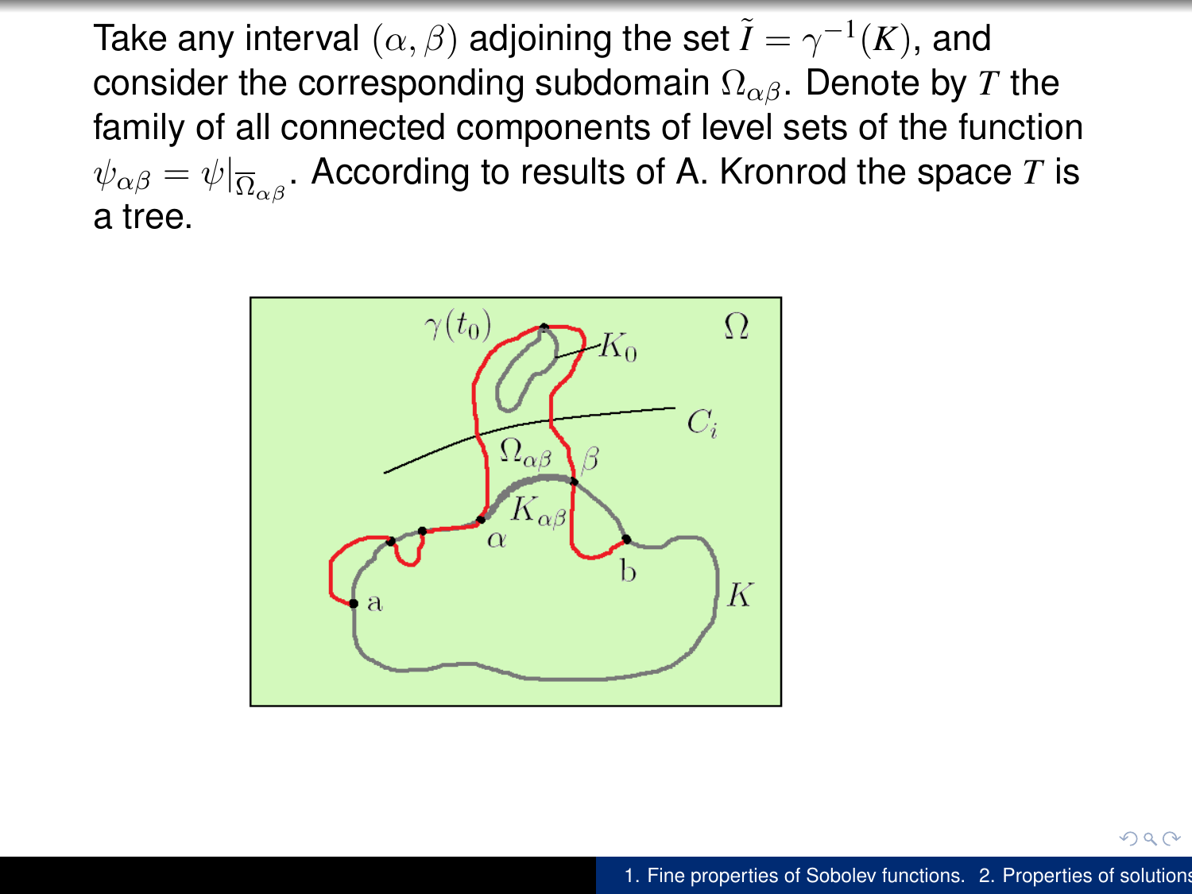Take any interval $(\alpha, \beta)$ adjoining the set $\tilde{I} = \gamma^{-1}(K)$, and consider the corresponding subdomain $\Omega_{\alpha\beta}$. Denote by $T$ the family of all connected components of level sets of the function $\psi_{\alpha\beta} = \psi|_{\overline{\Omega}_{\alpha\beta}}$. According to results of A. Kronrod the space $T$ is a tree.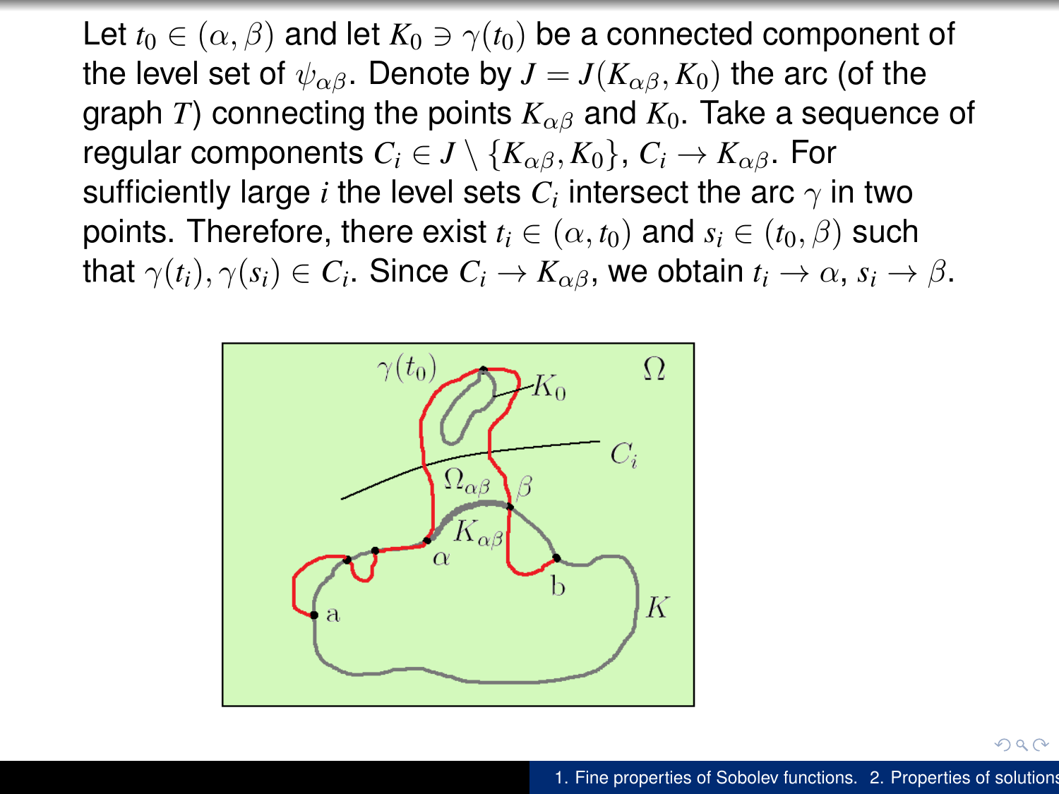Let $t_0 \in (\alpha, \beta)$ and let $K_0 \ni \gamma(t_0)$ be a connected component of the level set of $\psi_{\alpha\beta}$. Denote by $J = J(K_{\alpha\beta}, K_0)$ the arc (of the graph $T$) connecting the points $K_{\alpha\beta}$ and $K_0$. Take a sequence of regular components $C_i \in J \setminus \{K_{\alpha\beta}, K_0\}$, $C_i \to K_{\alpha\beta}$. For sufficiently large $i$ the level sets $C_i$ intersect the arc $\gamma$ in two points. Therefore, there exist $t_i \in (\alpha, t_0)$ and $s_i \in (t_0, \beta)$ such that $\gamma(t_i), \gamma(s_i) \in C_i$. Since $C_i \to K_{\alpha\beta}$, we obtain $t_i \to \alpha$, $s_i \to \beta$.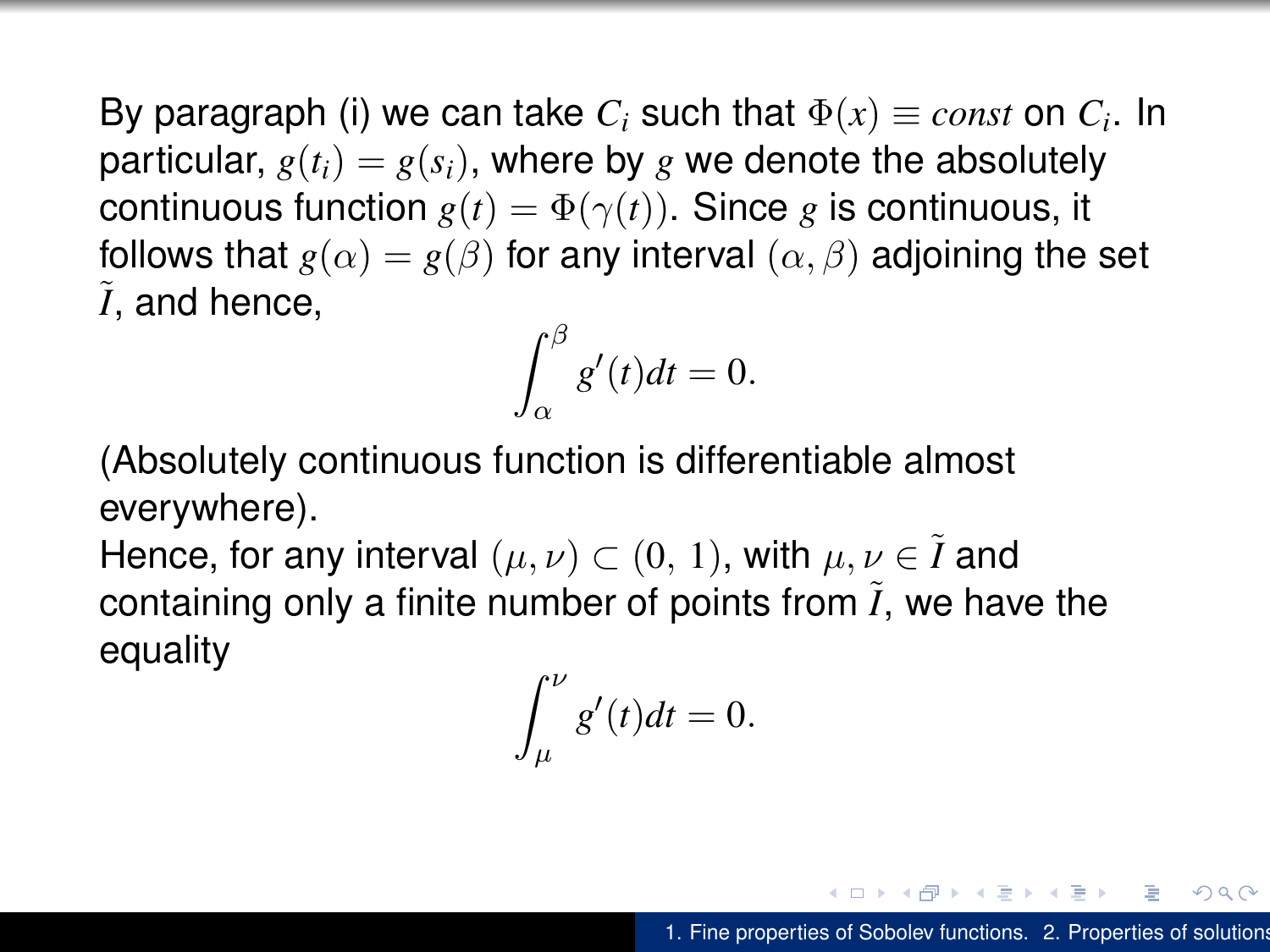By paragraph (i) we can take $C_i$ such that $\Phi(x) \equiv const$ on $C_i$. In particular, $g(t_i) = g(s_i)$, where by $g$ we denote the absolutely continuous function $g(t) = \Phi(\gamma(t))$. Since $g$ is continuous, it follows that $g(\alpha) = g(\beta)$ for any interval $(\alpha, \beta)$ adjoining the set $\tilde{I}$, and hence,

$$\int_{\alpha}^{\beta} g'(t)dt = 0.$$

(Absolutely continuous function is differentiable almost everywhere).

Hence, for any interval $(\mu, \nu) \subset (0,\, 1)$, with $\mu, \nu \in \tilde{I}$ and containing only a finite number of points from $\tilde{I}$, we have the equality

$$\int_{\mu}^{\nu} g'(t)dt = 0.$$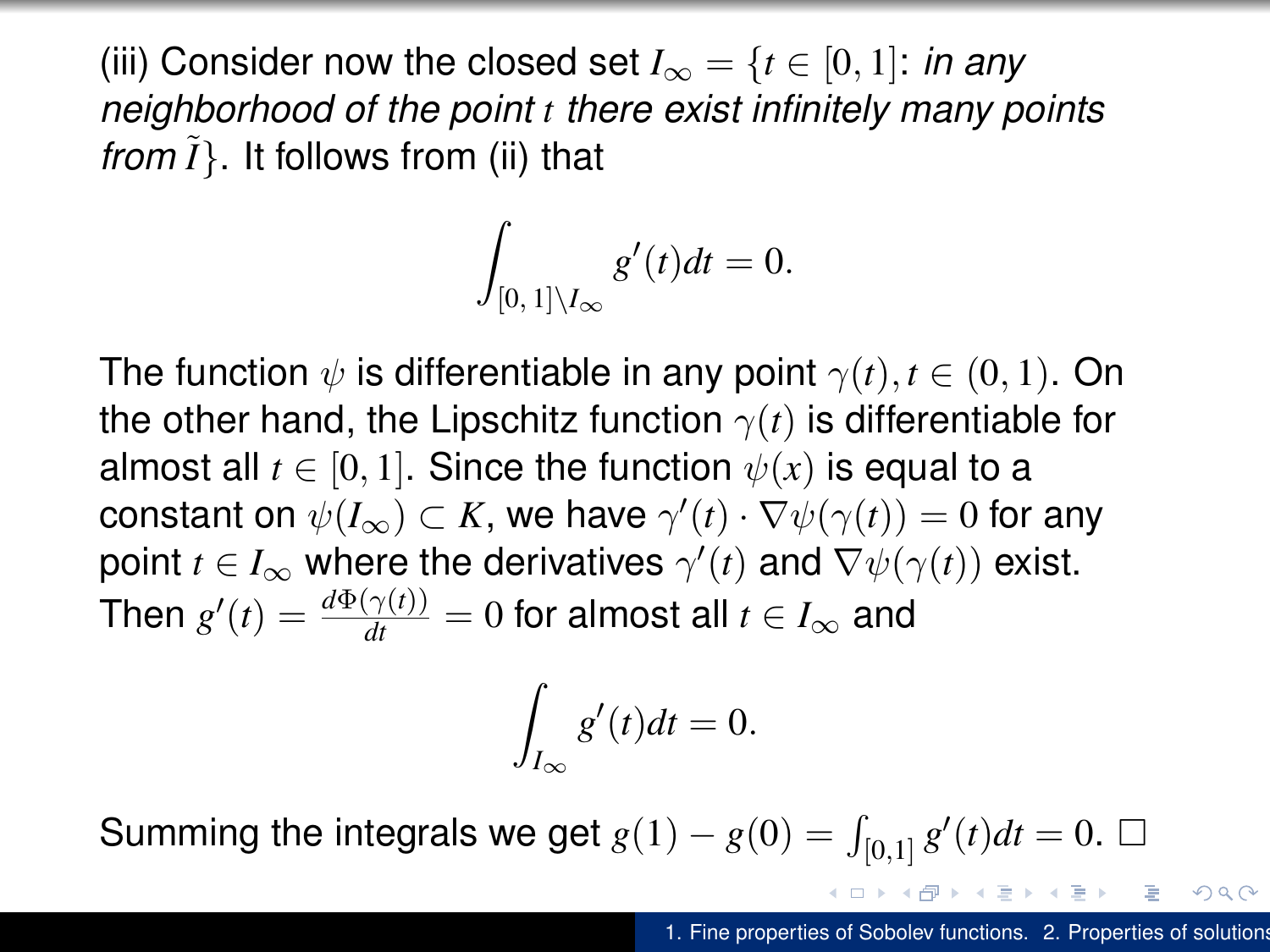(iii) Consider now the closed set $I_\infty = \{t \in [0,1]$: *in any neighborhood of the point $t$ there exist infinitely many points from $\tilde{I}$*$\}$. It follows from (ii) that

$$\int_{[0,\,1]\setminus I_\infty} g'(t)dt = 0.$$

The function $\psi$ is differentiable in any point $\gamma(t), t \in (0,1)$. On the other hand, the Lipschitz function $\gamma(t)$ is differentiable for almost all $t \in [0,1]$. Since the function $\psi(x)$ is equal to a constant on $\psi(I_\infty) \subset K$, we have $\gamma'(t) \cdot \nabla\psi(\gamma(t)) = 0$ for any point $t \in I_\infty$ where the derivatives $\gamma'(t)$ and $\nabla\psi(\gamma(t))$ exist. Then $g'(t) = \frac{d\Phi(\gamma(t))}{dt} = 0$ for almost all $t \in I_\infty$ and

$$\int_{I_\infty} g'(t)dt = 0.$$

Summing the integrals we get $g(1) - g(0) = \int_{[0,1]} g'(t)dt = 0$. $\square$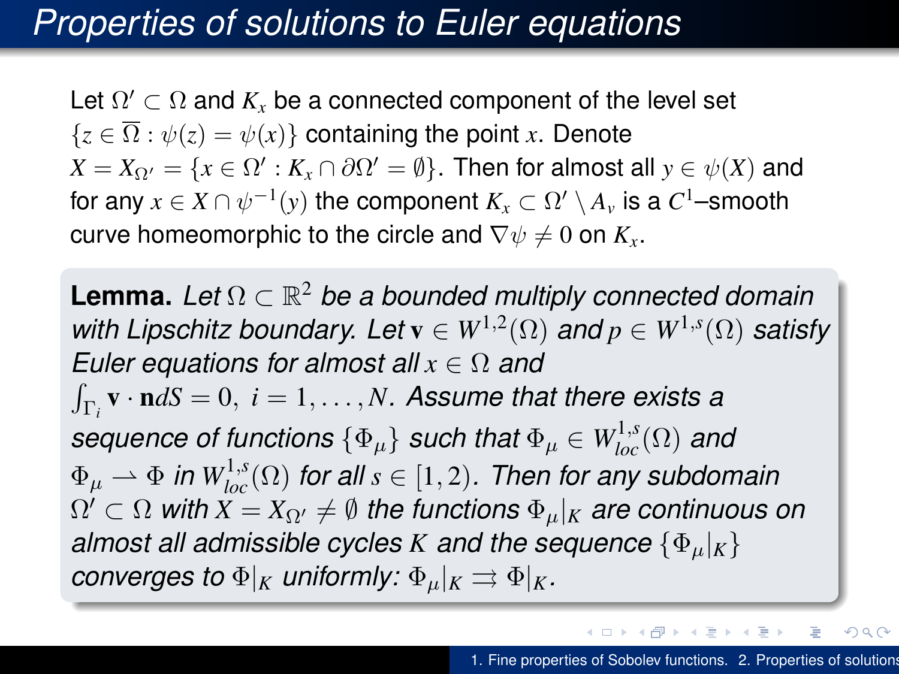# Properties of solutions to Euler equations

Let $\Omega' \subset \Omega$ and $K_x$ be a connected component of the level set $\{z \in \overline{\Omega} : \psi(z) = \psi(x)\}$ containing the point $x$. Denote $X = X_{\Omega'} = \{x \in \Omega' : K_x \cap \partial\Omega' = \emptyset\}$. Then for almost all $y \in \psi(X)$ and for any $x \in X \cap \psi^{-1}(y)$ the component $K_x \subset \Omega' \setminus A_v$ is a $C^1$–smooth curve homeomorphic to the circle and $\nabla\psi \neq 0$ on $K_x$.

**Lemma.** *Let $\Omega \subset \mathbb{R}^2$ be a bounded multiply connected domain with Lipschitz boundary. Let $\mathbf{v} \in W^{1,2}(\Omega)$ and $p \in W^{1,s}(\Omega)$ satisfy Euler equations for almost all $x \in \Omega$ and $\int_{\Gamma_i} \mathbf{v} \cdot \mathbf{n} dS = 0, \ i = 1, \ldots, N$. Assume that there exists a sequence of functions $\{\Phi_\mu\}$ such that $\Phi_\mu \in W^{1,s}_{loc}(\Omega)$ and $\Phi_\mu \rightharpoonup \Phi$ in $W^{1,s}_{loc}(\Omega)$ for all $s \in [1, 2)$. Then for any subdomain $\Omega' \subset \Omega$ with $X = X_{\Omega'} \neq \emptyset$ the functions $\Phi_\mu|_K$ are continuous on almost all admissible cycles $K$ and the sequence $\{\Phi_\mu|_K\}$ converges to $\Phi|_K$ uniformly: $\Phi_\mu|_K \rightrightarrows \Phi|_K$.*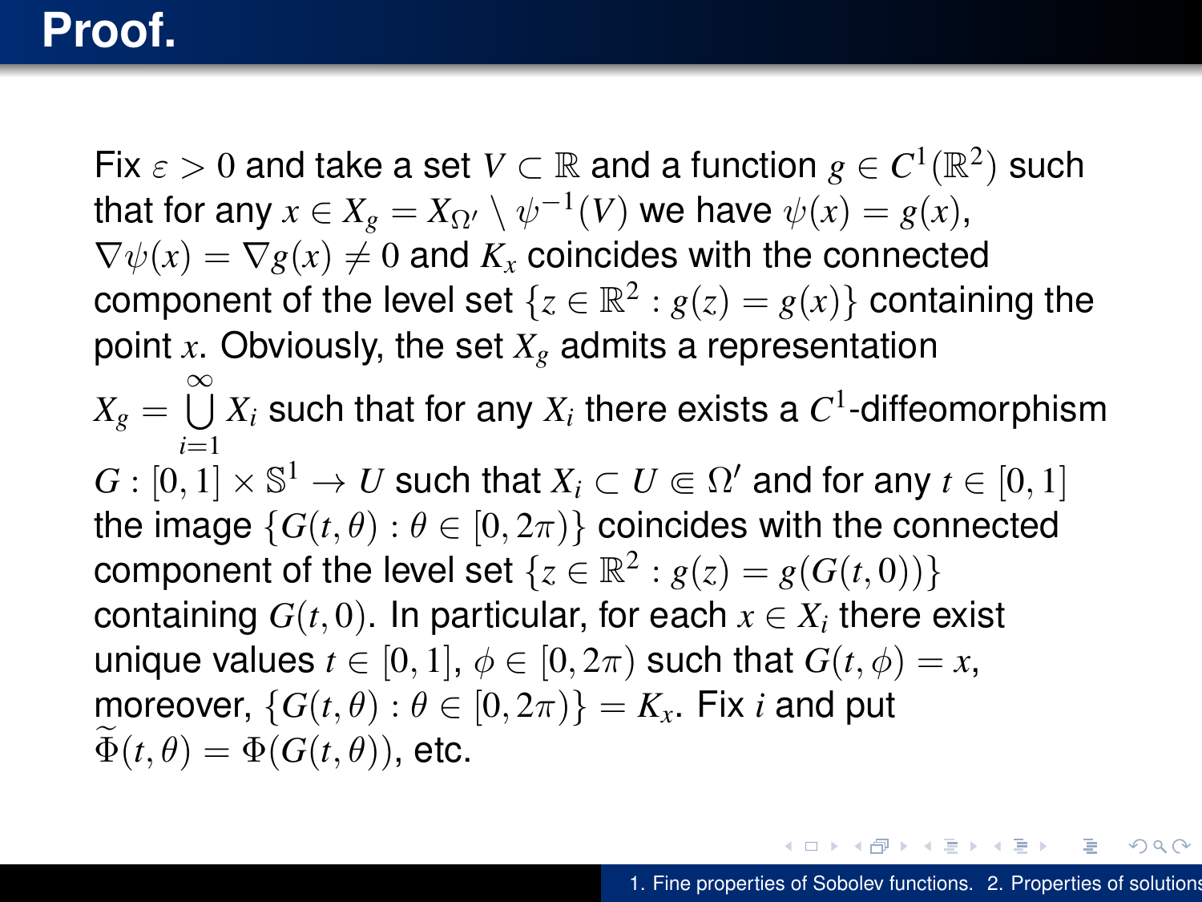# Proof.

Fix $\varepsilon > 0$ and take a set $V \subset \mathbb{R}$ and a function $g \in C^1(\mathbb{R}^2)$ such that for any $x \in X_g = X_{\Omega'} \setminus \psi^{-1}(V)$ we have $\psi(x) = g(x)$, $\nabla\psi(x) = \nabla g(x) \neq 0$ and $K_x$ coincides with the connected component of the level set $\{z \in \mathbb{R}^2 : g(z) = g(x)\}$ containing the point $x$. Obviously, the set $X_g$ admits a representation $X_g = \bigcup\limits_{i=1}^{\infty} X_i$ such that for any $X_i$ there exists a $C^1$-diffeomorphism $G : [0,1] \times \mathbb{S}^1 \to U$ such that $X_i \subset U \Subset \Omega'$ and for any $t \in [0,1]$ the image $\{G(t,\theta) : \theta \in [0, 2\pi)\}$ coincides with the connected component of the level set $\{z \in \mathbb{R}^2 : g(z) = g(G(t,0))\}$ containing $G(t,0)$. In particular, for each $x \in X_i$ there exist unique values $t \in [0,1]$, $\phi \in [0,2\pi)$ such that $G(t,\phi) = x$, moreover, $\{G(t,\theta) : \theta \in [0,2\pi)\} = K_x$. Fix $i$ and put $\widetilde{\Phi}(t,\theta) = \Phi(G(t,\theta))$, etc.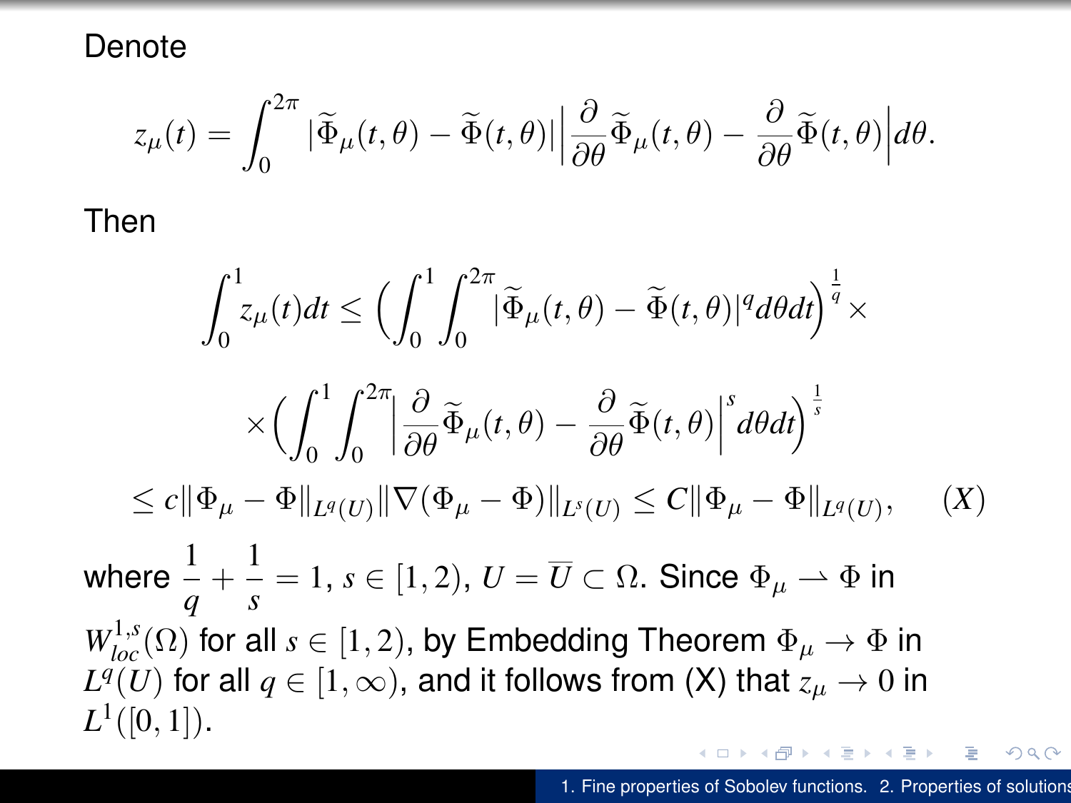Denote

$$z_\mu(t) = \int_0^{2\pi} |\widetilde{\Phi}_\mu(t,\theta) - \widetilde{\Phi}(t,\theta)| \Big| \frac{\partial}{\partial\theta}\widetilde{\Phi}_\mu(t,\theta) - \frac{\partial}{\partial\theta}\widetilde{\Phi}(t,\theta)\Big| d\theta.$$

Then

$$\int_0^1 z_\mu(t)dt \le \Big(\int_0^1\int_0^{2\pi} |\widetilde{\Phi}_\mu(t,\theta) - \widetilde{\Phi}(t,\theta)|^q d\theta dt\Big)^{\frac{1}{q}} \times$$

$$\times \Big(\int_0^1\int_0^{2\pi} \Big| \frac{\partial}{\partial\theta}\widetilde{\Phi}_\mu(t,\theta) - \frac{\partial}{\partial\theta}\widetilde{\Phi}(t,\theta)\Big|^s d\theta dt\Big)^{\frac{1}{s}}$$

$$\le c\|\Phi_\mu - \Phi\|_{L^q(U)} \|\nabla(\Phi_\mu - \Phi)\|_{L^s(U)} \le C\|\Phi_\mu - \Phi\|_{L^q(U)}, \qquad (X)$$

where $\frac{1}{q} + \frac{1}{s} = 1$, $s \in [1,2)$, $U = \overline{U} \subset \Omega$. Since $\Phi_\mu \rightharpoonup \Phi$ in $W^{1,s}_{loc}(\Omega)$ for all $s \in [1,2)$, by Embedding Theorem $\Phi_\mu \to \Phi$ in $L^q(U)$ for all $q \in [1,\infty)$, and it follows from (X) that $z_\mu \to 0$ in $L^1([0,1])$.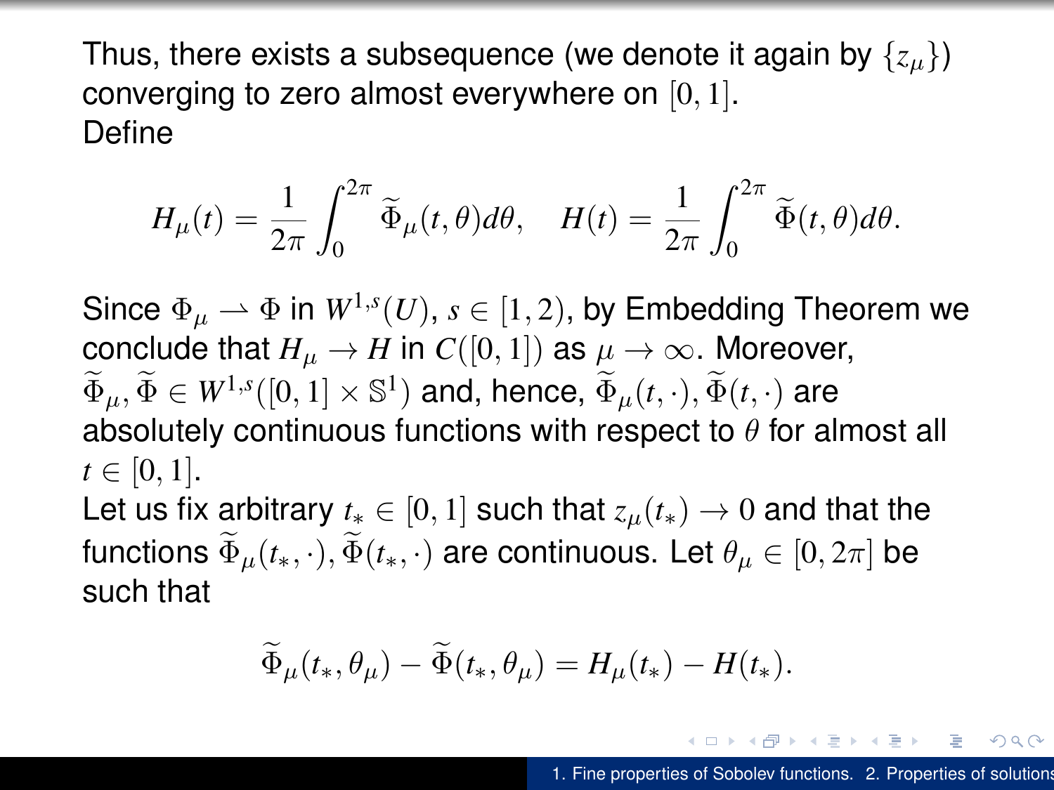Thus, there exists a subsequence (we denote it again by $\{z_\mu\}$) converging to zero almost everywhere on $[0,1]$.
Define

$$H_\mu(t) = \frac{1}{2\pi}\int_0^{2\pi} \widetilde{\Phi}_\mu(t,\theta)d\theta, \quad H(t) = \frac{1}{2\pi}\int_0^{2\pi} \widetilde{\Phi}(t,\theta)d\theta.$$

Since $\Phi_\mu \rightharpoonup \Phi$ in $W^{1,s}(U)$, $s \in [1,2)$, by Embedding Theorem we conclude that $H_\mu \to H$ in $C([0,1])$ as $\mu \to \infty$. Moreover, $\widetilde{\Phi}_\mu, \widetilde{\Phi} \in W^{1,s}([0,1]\times\mathbb{S}^1)$ and, hence, $\widetilde{\Phi}_\mu(t,\cdot), \widetilde{\Phi}(t,\cdot)$ are absolutely continuous functions with respect to $\theta$ for almost all $t \in [0,1]$.
Let us fix arbitrary $t_* \in [0,1]$ such that $z_\mu(t_*) \to 0$ and that the functions $\widetilde{\Phi}_\mu(t_*,\cdot), \widetilde{\Phi}(t_*,\cdot)$ are continuous. Let $\theta_\mu \in [0,2\pi]$ be such that

$$\widetilde{\Phi}_\mu(t_*,\theta_\mu) - \widetilde{\Phi}(t_*,\theta_\mu) = H_\mu(t_*) - H(t_*).$$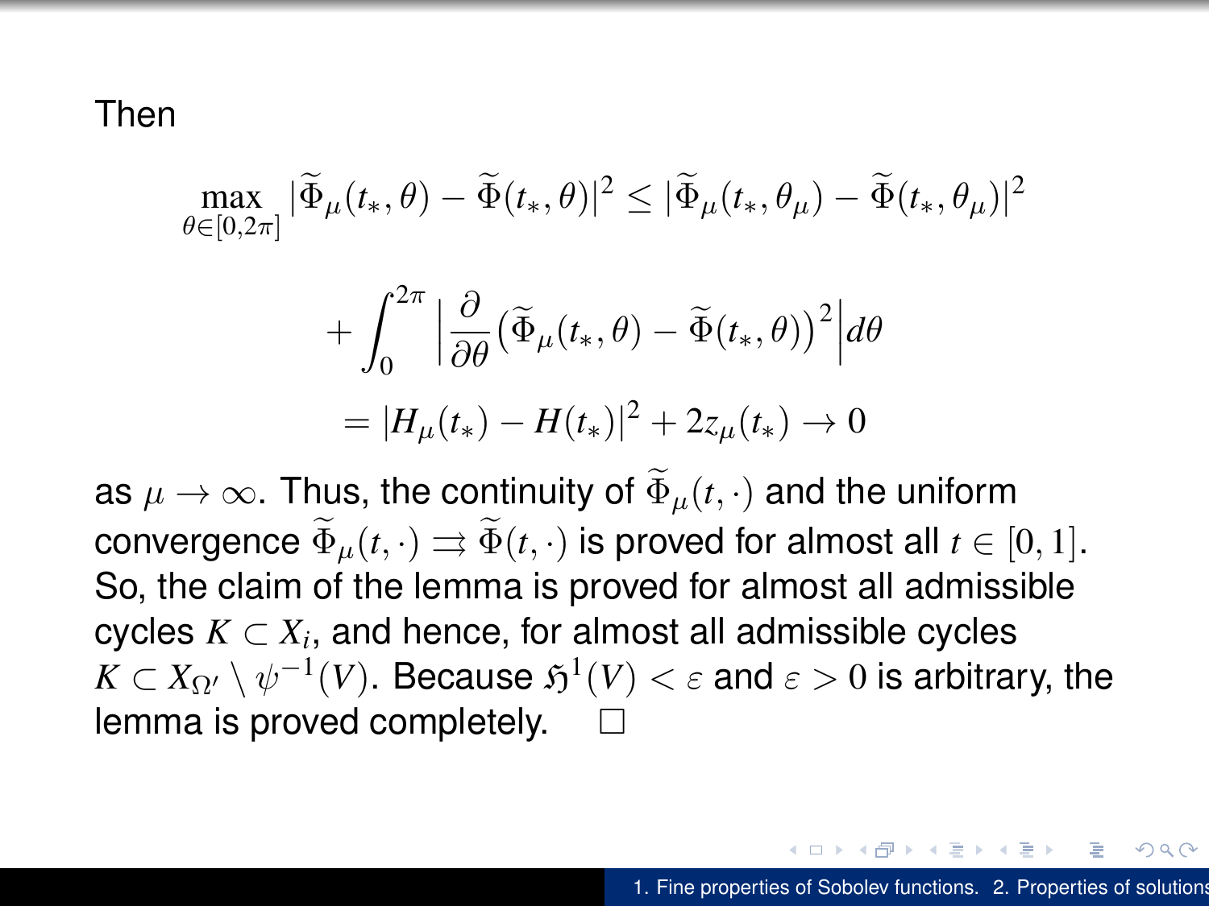Then

$$\max_{\theta\in[0,2\pi]} |\widetilde{\Phi}_\mu(t_*,\theta) - \widetilde{\Phi}(t_*,\theta)|^2 \le |\widetilde{\Phi}_\mu(t_*,\theta_\mu) - \widetilde{\Phi}(t_*,\theta_\mu)|^2$$

$$+ \int_0^{2\pi} \Big| \frac{\partial}{\partial\theta} \big(\widetilde{\Phi}_\mu(t_*,\theta) - \widetilde{\Phi}(t_*,\theta)\big)^2 \Big| d\theta$$

$$= |H_\mu(t_*) - H(t_*)|^2 + 2z_\mu(t_*) \to 0$$

as $\mu \to \infty$. Thus, the continuity of $\widetilde{\Phi}_\mu(t,\cdot)$ and the uniform convergence $\widetilde{\Phi}_\mu(t,\cdot) \rightrightarrows \widetilde{\Phi}(t,\cdot)$ is proved for almost all $t \in [0,1]$. So, the claim of the lemma is proved for almost all admissible cycles $K \subset X_i$, and hence, for almost all admissible cycles $K \subset X_{\Omega'} \setminus \psi^{-1}(V)$. Because $\mathfrak{H}^1(V) < \varepsilon$ and $\varepsilon > 0$ is arbitrary, the lemma is proved completely. $\square$